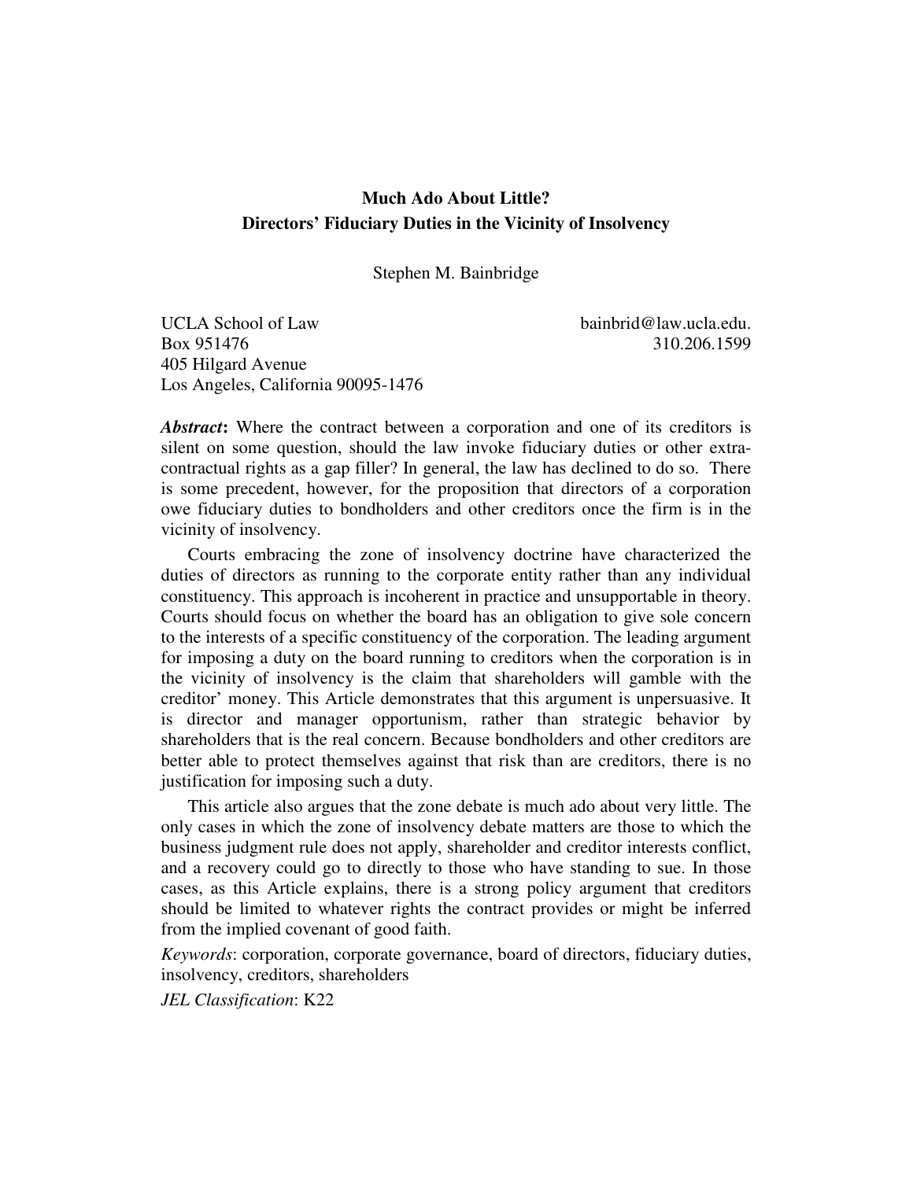**Much Ado About Little?**
**Directors' Fiduciary Duties in the Vicinity of Insolvency**

Stephen M. Bainbridge

UCLA School of Law
Box 951476
405 Hilgard Avenue
Los Angeles, California 90095-1476

bainbrid@law.ucla.edu.
310.206.1599

***Abstract*:** Where the contract between a corporation and one of its creditors is silent on some question, should the law invoke fiduciary duties or other extra-contractual rights as a gap filler? In general, the law has declined to do so. There is some precedent, however, for the proposition that directors of a corporation owe fiduciary duties to bondholders and other creditors once the firm is in the vicinity of insolvency.

Courts embracing the zone of insolvency doctrine have characterized the duties of directors as running to the corporate entity rather than any individual constituency. This approach is incoherent in practice and unsupportable in theory. Courts should focus on whether the board has an obligation to give sole concern to the interests of a specific constituency of the corporation. The leading argument for imposing a duty on the board running to creditors when the corporation is in the vicinity of insolvency is the claim that shareholders will gamble with the creditor' money. This Article demonstrates that this argument is unpersuasive. It is director and manager opportunism, rather than strategic behavior by shareholders that is the real concern. Because bondholders and other creditors are better able to protect themselves against that risk than are creditors, there is no justification for imposing such a duty.

This article also argues that the zone debate is much ado about very little. The only cases in which the zone of insolvency debate matters are those to which the business judgment rule does not apply, shareholder and creditor interests conflict, and a recovery could go to directly to those who have standing to sue. In those cases, as this Article explains, there is a strong policy argument that creditors should be limited to whatever rights the contract provides or might be inferred from the implied covenant of good faith.

*Keywords*: corporation, corporate governance, board of directors, fiduciary duties, insolvency, creditors, shareholders

*JEL Classification*: K22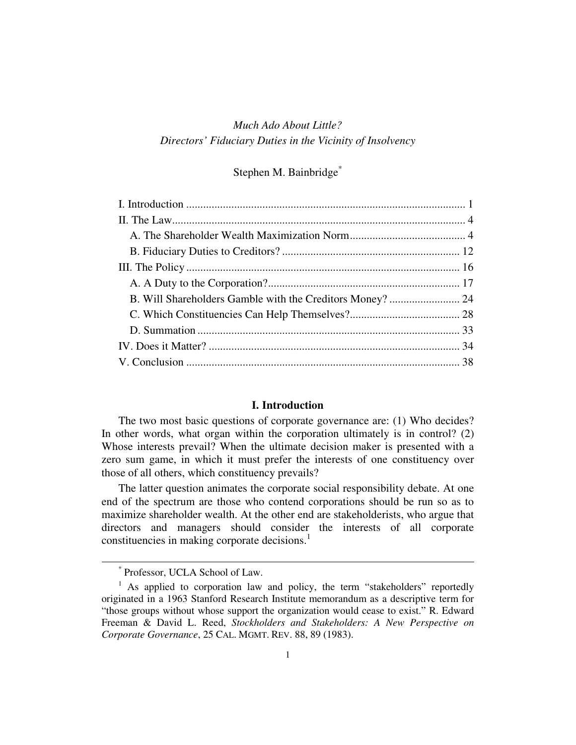*Much Ado About Little?*
*Directors' Fiduciary Duties in the Vicinity of Insolvency*

Stephen M. Bainbridge*

I. Introduction .................................................................................................. 1
II. The Law........................................................................................................ 4
A. The Shareholder Wealth Maximization Norm......................................... 4
B. Fiduciary Duties to Creditors? ............................................................... 12
III. The Policy ................................................................................................. 16
A. A Duty to the Corporation?.................................................................... 17
B. Will Shareholders Gamble with the Creditors Money? ......................... 24
C. Which Constituencies Can Help Themselves?....................................... 28
D. Summation ............................................................................................. 33
IV. Does it Matter? ......................................................................................... 34
V. Conclusion ................................................................................................. 38

## I. Introduction

The two most basic questions of corporate governance are: (1) Who decides? In other words, what organ within the corporation ultimately is in control? (2) Whose interests prevail? When the ultimate decision maker is presented with a zero sum game, in which it must prefer the interests of one constituency over those of all others, which constituency prevails?

The latter question animates the corporate social responsibility debate. At one end of the spectrum are those who contend corporations should be run so as to maximize shareholder wealth. At the other end are stakeholderists, who argue that directors and managers should consider the interests of all corporate constituencies in making corporate decisions.[1]

---

* Professor, UCLA School of Law.

[1] As applied to corporation law and policy, the term "stakeholders" reportedly originated in a 1963 Stanford Research Institute memorandum as a descriptive term for "those groups without whose support the organization would cease to exist." R. Edward Freeman & David L. Reed, *Stockholders and Stakeholders: A New Perspective on Corporate Governance*, 25 CAL. MGMT. REV. 88, 89 (1983).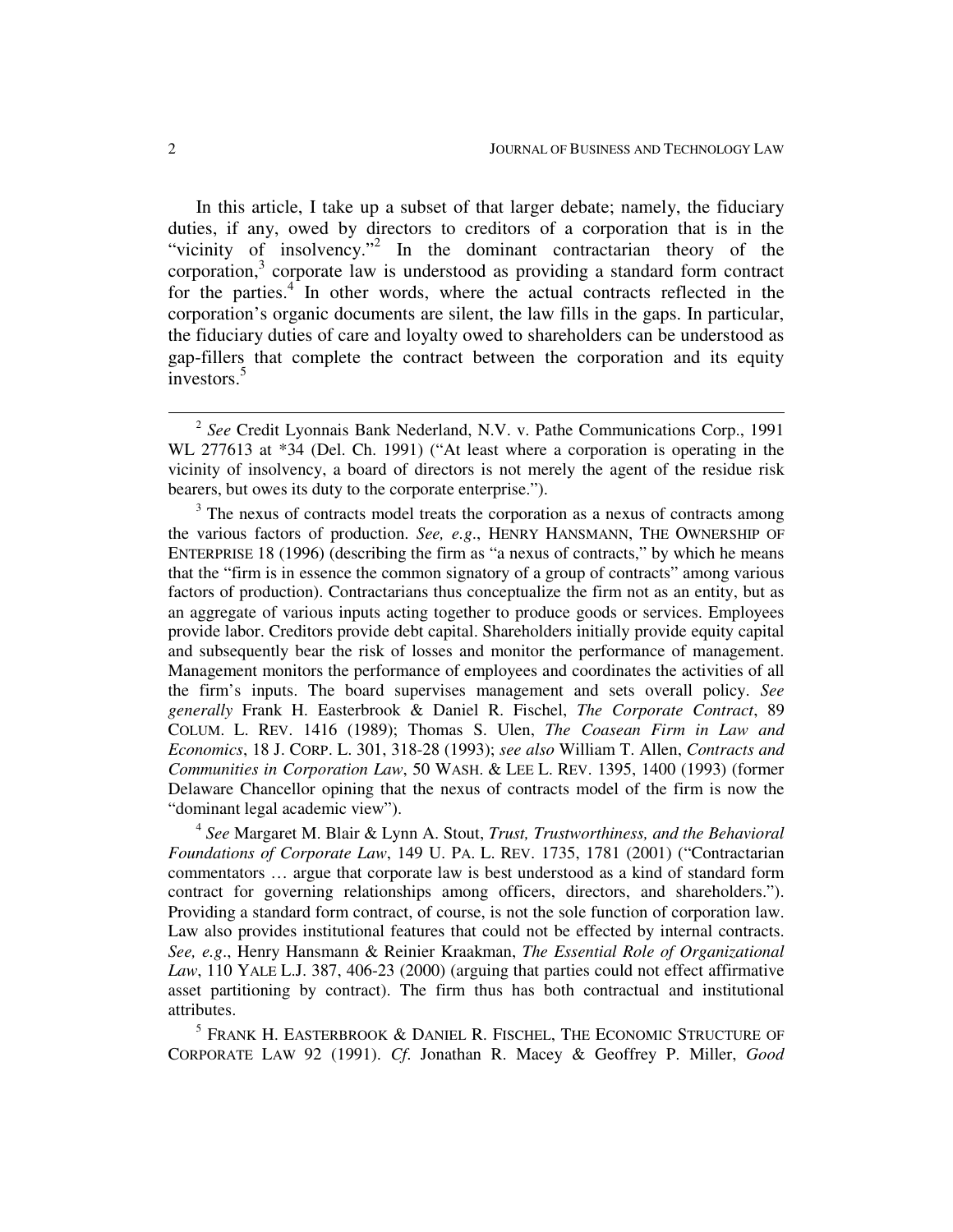In this article, I take up a subset of that larger debate; namely, the fiduciary duties, if any, owed by directors to creditors of a corporation that is in the "vicinity of insolvency."[2] In the dominant contractarian theory of the corporation,[3] corporate law is understood as providing a standard form contract for the parties.[4] In other words, where the actual contracts reflected in the corporation's organic documents are silent, the law fills in the gaps. In particular, the fiduciary duties of care and loyalty owed to shareholders can be understood as gap-fillers that complete the contract between the corporation and its equity investors.[5]

---

[2] *See* Credit Lyonnais Bank Nederland, N.V. v. Pathe Communications Corp., 1991 WL 277613 at *34 (Del. Ch. 1991) ("At least where a corporation is operating in the vicinity of insolvency, a board of directors is not merely the agent of the residue risk bearers, but owes its duty to the corporate enterprise.").

[3] The nexus of contracts model treats the corporation as a nexus of contracts among the various factors of production. *See, e.g*., HENRY HANSMANN, THE OWNERSHIP OF ENTERPRISE 18 (1996) (describing the firm as "a nexus of contracts," by which he means that the "firm is in essence the common signatory of a group of contracts" among various factors of production). Contractarians thus conceptualize the firm not as an entity, but as an aggregate of various inputs acting together to produce goods or services. Employees provide labor. Creditors provide debt capital. Shareholders initially provide equity capital and subsequently bear the risk of losses and monitor the performance of management. Management monitors the performance of employees and coordinates the activities of all the firm's inputs. The board supervises management and sets overall policy. *See generally* Frank H. Easterbrook & Daniel R. Fischel, *The Corporate Contract*, 89 COLUM. L. REV. 1416 (1989); Thomas S. Ulen, *The Coasean Firm in Law and Economics*, 18 J. CORP. L. 301, 318-28 (1993); *see also* William T. Allen, *Contracts and Communities in Corporation Law*, 50 WASH. & LEE L. REV. 1395, 1400 (1993) (former Delaware Chancellor opining that the nexus of contracts model of the firm is now the "dominant legal academic view").

[4] *See* Margaret M. Blair & Lynn A. Stout, *Trust, Trustworthiness, and the Behavioral Foundations of Corporate Law*, 149 U. PA. L. REV. 1735, 1781 (2001) ("Contractarian commentators … argue that corporate law is best understood as a kind of standard form contract for governing relationships among officers, directors, and shareholders."). Providing a standard form contract, of course, is not the sole function of corporation law. Law also provides institutional features that could not be effected by internal contracts. *See, e.g*., Henry Hansmann & Reinier Kraakman, *The Essential Role of Organizational Law*, 110 YALE L.J. 387, 406-23 (2000) (arguing that parties could not effect affirmative asset partitioning by contract). The firm thus has both contractual and institutional attributes.

[5] FRANK H. EASTERBROOK & DANIEL R. FISCHEL, THE ECONOMIC STRUCTURE OF CORPORATE LAW 92 (1991). *Cf.* Jonathan R. Macey & Geoffrey P. Miller, *Good*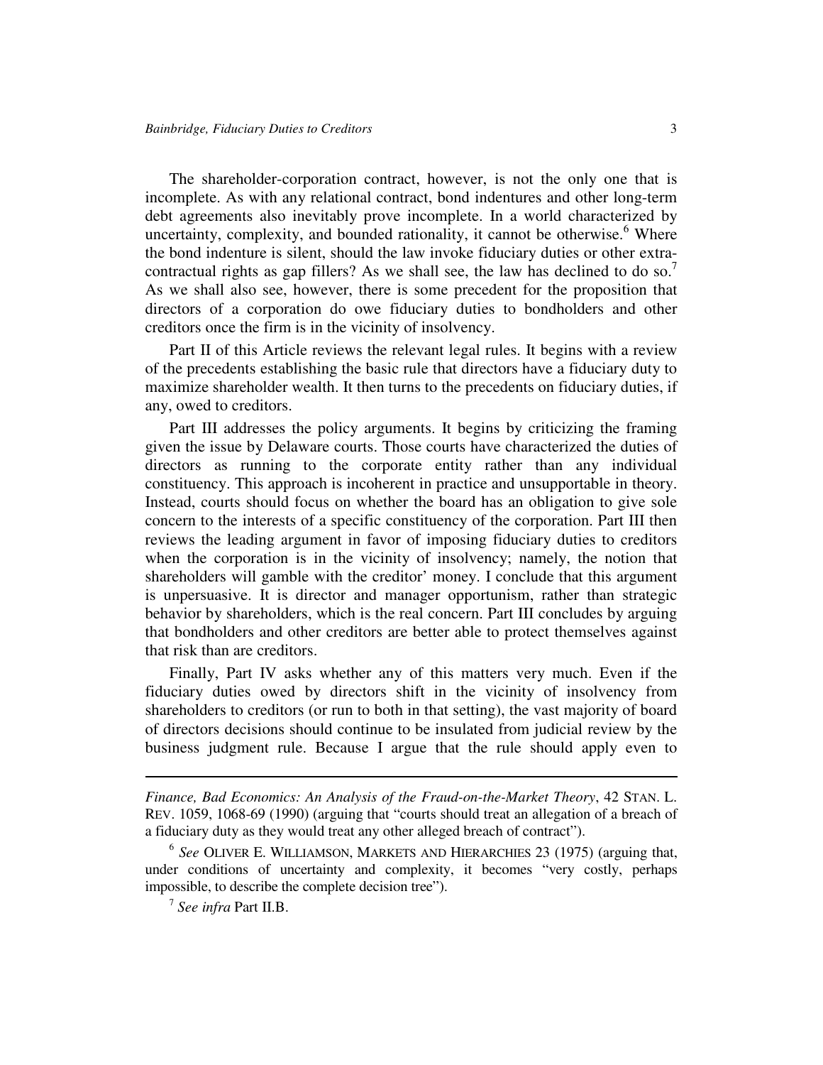The shareholder-corporation contract, however, is not the only one that is incomplete. As with any relational contract, bond indentures and other long-term debt agreements also inevitably prove incomplete. In a world characterized by uncertainty, complexity, and bounded rationality, it cannot be otherwise.[6] Where the bond indenture is silent, should the law invoke fiduciary duties or other extra-contractual rights as gap fillers? As we shall see, the law has declined to do so.[7] As we shall also see, however, there is some precedent for the proposition that directors of a corporation do owe fiduciary duties to bondholders and other creditors once the firm is in the vicinity of insolvency.

Part II of this Article reviews the relevant legal rules. It begins with a review of the precedents establishing the basic rule that directors have a fiduciary duty to maximize shareholder wealth. It then turns to the precedents on fiduciary duties, if any, owed to creditors.

Part III addresses the policy arguments. It begins by criticizing the framing given the issue by Delaware courts. Those courts have characterized the duties of directors as running to the corporate entity rather than any individual constituency. This approach is incoherent in practice and unsupportable in theory. Instead, courts should focus on whether the board has an obligation to give sole concern to the interests of a specific constituency of the corporation. Part III then reviews the leading argument in favor of imposing fiduciary duties to creditors when the corporation is in the vicinity of insolvency; namely, the notion that shareholders will gamble with the creditor' money. I conclude that this argument is unpersuasive. It is director and manager opportunism, rather than strategic behavior by shareholders, which is the real concern. Part III concludes by arguing that bondholders and other creditors are better able to protect themselves against that risk than are creditors.

Finally, Part IV asks whether any of this matters very much. Even if the fiduciary duties owed by directors shift in the vicinity of insolvency from shareholders to creditors (or run to both in that setting), the vast majority of board of directors decisions should continue to be insulated from judicial review by the business judgment rule. Because I argue that the rule should apply even to

---

*Finance, Bad Economics: An Analysis of the Fraud-on-the-Market Theory*, 42 STAN. L. REV. 1059, 1068-69 (1990) (arguing that "courts should treat an allegation of a breach of a fiduciary duty as they would treat any other alleged breach of contract").

[6] *See* OLIVER E. WILLIAMSON, MARKETS AND HIERARCHIES 23 (1975) (arguing that, under conditions of uncertainty and complexity, it becomes "very costly, perhaps impossible, to describe the complete decision tree").

[7] *See infra* Part II.B.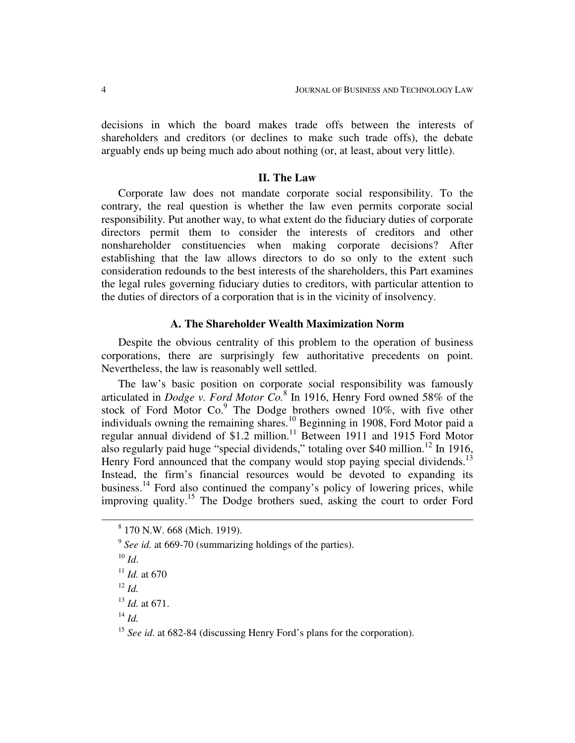decisions in which the board makes trade offs between the interests of shareholders and creditors (or declines to make such trade offs), the debate arguably ends up being much ado about nothing (or, at least, about very little).

## II. The Law

Corporate law does not mandate corporate social responsibility. To the contrary, the real question is whether the law even permits corporate social responsibility. Put another way, to what extent do the fiduciary duties of corporate directors permit them to consider the interests of creditors and other nonshareholder constituencies when making corporate decisions? After establishing that the law allows directors to do so only to the extent such consideration redounds to the best interests of the shareholders, this Part examines the legal rules governing fiduciary duties to creditors, with particular attention to the duties of directors of a corporation that is in the vicinity of insolvency.

### A. The Shareholder Wealth Maximization Norm

Despite the obvious centrality of this problem to the operation of business corporations, there are surprisingly few authoritative precedents on point. Nevertheless, the law is reasonably well settled.

The law's basic position on corporate social responsibility was famously articulated in *Dodge v. Ford Motor Co.*[8] In 1916, Henry Ford owned 58% of the stock of Ford Motor Co.[9] The Dodge brothers owned 10%, with five other individuals owning the remaining shares.[10] Beginning in 1908, Ford Motor paid a regular annual dividend of $1.2 million.[11] Between 1911 and 1915 Ford Motor also regularly paid huge "special dividends," totaling over $40 million.[12] In 1916, Henry Ford announced that the company would stop paying special dividends.[13] Instead, the firm's financial resources would be devoted to expanding its business.[14] Ford also continued the company's policy of lowering prices, while improving quality.[15] The Dodge brothers sued, asking the court to order Ford

---

[8] 170 N.W. 668 (Mich. 1919).

[9] *See id.* at 669-70 (summarizing holdings of the parties).

[10] *Id*.

[11] *Id.* at 670

[12] *Id.*

[13] *Id.* at 671.

[14] *Id.*

[15] *See id*. at 682-84 (discussing Henry Ford's plans for the corporation).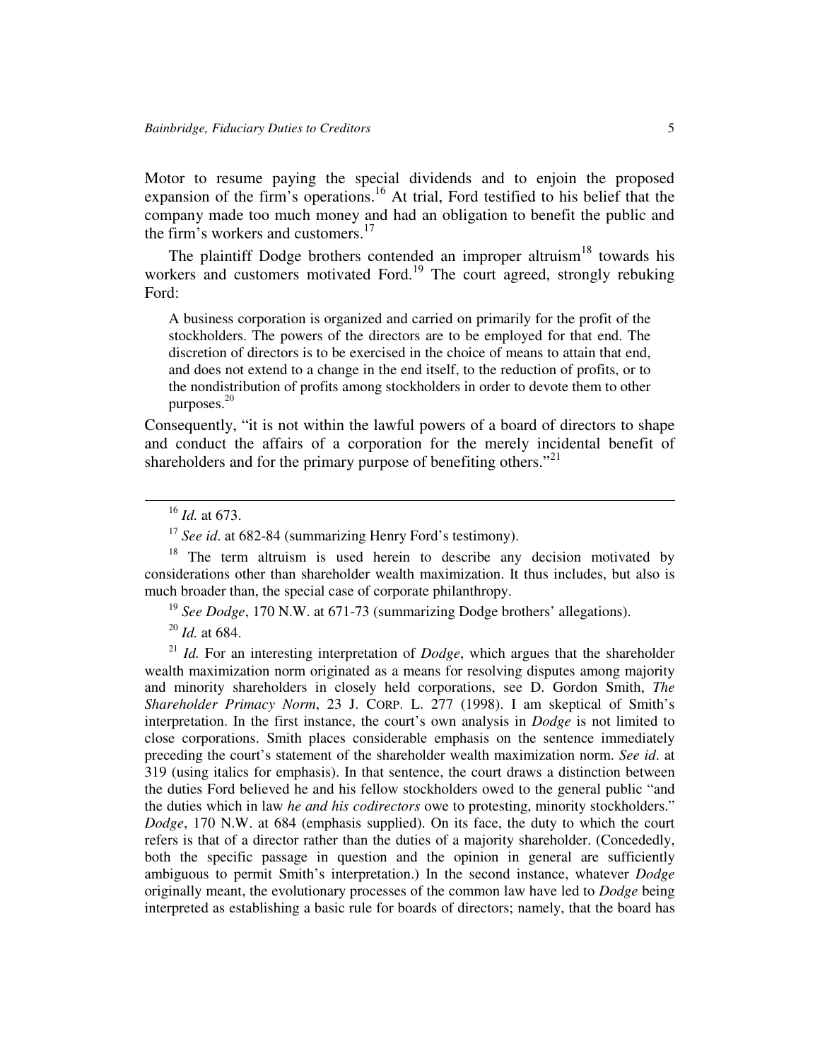Motor to resume paying the special dividends and to enjoin the proposed expansion of the firm's operations.[16] At trial, Ford testified to his belief that the company made too much money and had an obligation to benefit the public and the firm's workers and customers.[17]

The plaintiff Dodge brothers contended an improper altruism[18] towards his workers and customers motivated Ford.[19] The court agreed, strongly rebuking Ford:

> A business corporation is organized and carried on primarily for the profit of the stockholders. The powers of the directors are to be employed for that end. The discretion of directors is to be exercised in the choice of means to attain that end, and does not extend to a change in the end itself, to the reduction of profits, or to the nondistribution of profits among stockholders in order to devote them to other purposes.[20]

Consequently, "it is not within the lawful powers of a board of directors to shape and conduct the affairs of a corporation for the merely incidental benefit of shareholders and for the primary purpose of benefiting others."[21]

---

[16] *Id.* at 673.

[17] *See id*. at 682-84 (summarizing Henry Ford's testimony).

[18] The term altruism is used herein to describe any decision motivated by considerations other than shareholder wealth maximization. It thus includes, but also is much broader than, the special case of corporate philanthropy.

[19] *See Dodge*, 170 N.W. at 671-73 (summarizing Dodge brothers' allegations).

[20] *Id.* at 684.

[21] *Id.* For an interesting interpretation of *Dodge*, which argues that the shareholder wealth maximization norm originated as a means for resolving disputes among majority and minority shareholders in closely held corporations, see D. Gordon Smith, *The Shareholder Primacy Norm*, 23 J. CORP. L. 277 (1998). I am skeptical of Smith's interpretation. In the first instance, the court's own analysis in *Dodge* is not limited to close corporations. Smith places considerable emphasis on the sentence immediately preceding the court's statement of the shareholder wealth maximization norm. *See id*. at 319 (using italics for emphasis). In that sentence, the court draws a distinction between the duties Ford believed he and his fellow stockholders owed to the general public "and the duties which in law *he and his codirectors* owe to protesting, minority stockholders." *Dodge*, 170 N.W. at 684 (emphasis supplied). On its face, the duty to which the court refers is that of a director rather than the duties of a majority shareholder. (Concededly, both the specific passage in question and the opinion in general are sufficiently ambiguous to permit Smith's interpretation.) In the second instance, whatever *Dodge* originally meant, the evolutionary processes of the common law have led to *Dodge* being interpreted as establishing a basic rule for boards of directors; namely, that the board has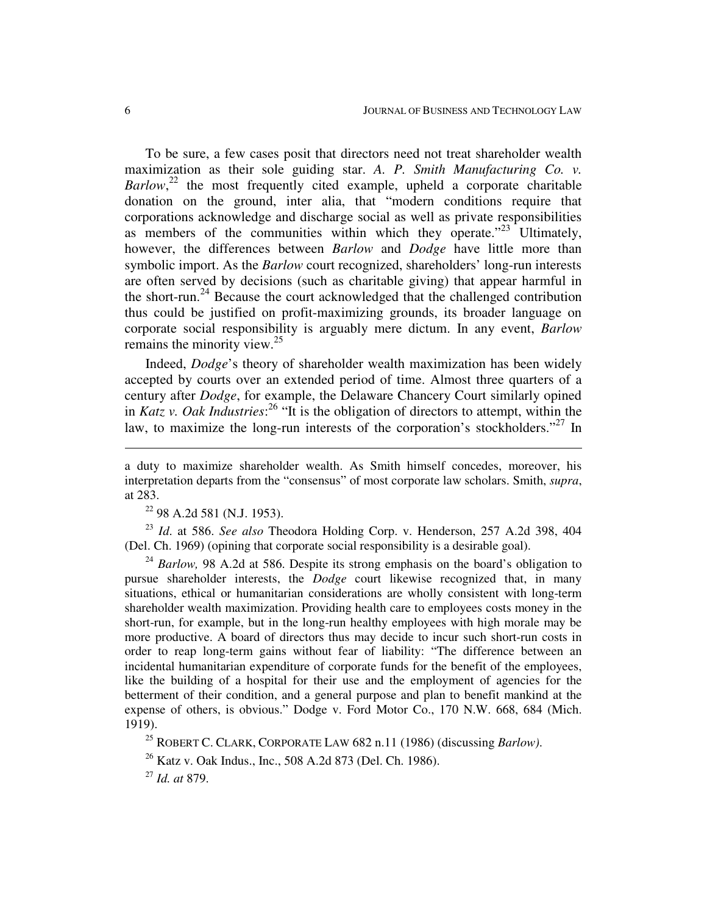To be sure, a few cases posit that directors need not treat shareholder wealth maximization as their sole guiding star. *A. P. Smith Manufacturing Co. v. Barlow*,[22] the most frequently cited example, upheld a corporate charitable donation on the ground, inter alia, that "modern conditions require that corporations acknowledge and discharge social as well as private responsibilities as members of the communities within which they operate."[23] Ultimately, however, the differences between *Barlow* and *Dodge* have little more than symbolic import. As the *Barlow* court recognized, shareholders' long-run interests are often served by decisions (such as charitable giving) that appear harmful in the short-run.[24] Because the court acknowledged that the challenged contribution thus could be justified on profit-maximizing grounds, its broader language on corporate social responsibility is arguably mere dictum. In any event, *Barlow* remains the minority view.[25]

Indeed, *Dodge*'s theory of shareholder wealth maximization has been widely accepted by courts over an extended period of time. Almost three quarters of a century after *Dodge*, for example, the Delaware Chancery Court similarly opined in *Katz v. Oak Industries*:[26] "It is the obligation of directors to attempt, within the law, to maximize the long-run interests of the corporation's stockholders."[27] In

---

a duty to maximize shareholder wealth. As Smith himself concedes, moreover, his interpretation departs from the "consensus" of most corporate law scholars. Smith, *supra*, at 283.

[22] 98 A.2d 581 (N.J. 1953).

[23] *Id.* at 586. *See also* Theodora Holding Corp. v. Henderson, 257 A.2d 398, 404 (Del. Ch. 1969) (opining that corporate social responsibility is a desirable goal).

[24] *Barlow,* 98 A.2d at 586. Despite its strong emphasis on the board's obligation to pursue shareholder interests, the *Dodge* court likewise recognized that, in many situations, ethical or humanitarian considerations are wholly consistent with long-term shareholder wealth maximization. Providing health care to employees costs money in the short-run, for example, but in the long-run healthy employees with high morale may be more productive. A board of directors thus may decide to incur such short-run costs in order to reap long-term gains without fear of liability: "The difference between an incidental humanitarian expenditure of corporate funds for the benefit of the employees, like the building of a hospital for their use and the employment of agencies for the betterment of their condition, and a general purpose and plan to benefit mankind at the expense of others, is obvious." Dodge v. Ford Motor Co., 170 N.W. 668, 684 (Mich. 1919).

[25] ROBERT C. CLARK, CORPORATE LAW 682 n.11 (1986) (discussing *Barlow).*

[26] Katz v. Oak Indus., Inc., 508 A.2d 873 (Del. Ch. 1986).

[27] *Id. at* 879.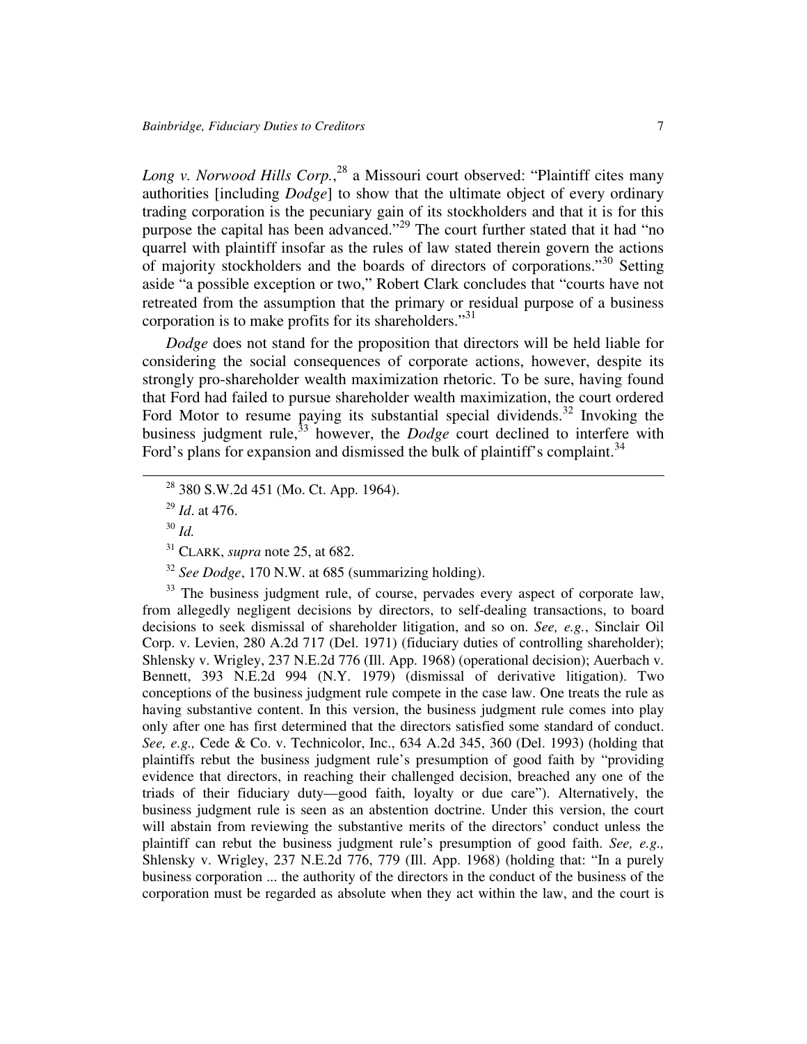*Long v. Norwood Hills Corp.*,[28] a Missouri court observed: "Plaintiff cites many authorities [including *Dodge*] to show that the ultimate object of every ordinary trading corporation is the pecuniary gain of its stockholders and that it is for this purpose the capital has been advanced."[29] The court further stated that it had "no quarrel with plaintiff insofar as the rules of law stated therein govern the actions of majority stockholders and the boards of directors of corporations."[30] Setting aside "a possible exception or two," Robert Clark concludes that "courts have not retreated from the assumption that the primary or residual purpose of a business corporation is to make profits for its shareholders."[31]

*Dodge* does not stand for the proposition that directors will be held liable for considering the social consequences of corporate actions, however, despite its strongly pro-shareholder wealth maximization rhetoric. To be sure, having found that Ford had failed to pursue shareholder wealth maximization, the court ordered Ford Motor to resume paying its substantial special dividends.[32] Invoking the business judgment rule,[33] however, the *Dodge* court declined to interfere with Ford's plans for expansion and dismissed the bulk of plaintiff's complaint.[34]

---

[28] 380 S.W.2d 451 (Mo. Ct. App. 1964).

[29] *Id*. at 476.

[30] *Id.*

[31] CLARK, *supra* note 25, at 682.

[32] *See Dodge*, 170 N.W. at 685 (summarizing holding).

[33] The business judgment rule, of course, pervades every aspect of corporate law, from allegedly negligent decisions by directors, to self-dealing transactions, to board decisions to seek dismissal of shareholder litigation, and so on. *See, e.g.*, Sinclair Oil Corp. v. Levien, 280 A.2d 717 (Del. 1971) (fiduciary duties of controlling shareholder); Shlensky v. Wrigley, 237 N.E.2d 776 (Ill. App. 1968) (operational decision); Auerbach v. Bennett, 393 N.E.2d 994 (N.Y. 1979) (dismissal of derivative litigation). Two conceptions of the business judgment rule compete in the case law. One treats the rule as having substantive content. In this version, the business judgment rule comes into play only after one has first determined that the directors satisfied some standard of conduct. *See, e.g.,* Cede & Co. v. Technicolor, Inc., 634 A.2d 345, 360 (Del. 1993) (holding that plaintiffs rebut the business judgment rule's presumption of good faith by "providing evidence that directors, in reaching their challenged decision, breached any one of the triads of their fiduciary duty—good faith, loyalty or due care"). Alternatively, the business judgment rule is seen as an abstention doctrine. Under this version, the court will abstain from reviewing the substantive merits of the directors' conduct unless the plaintiff can rebut the business judgment rule's presumption of good faith. *See, e.g.,* Shlensky v. Wrigley, 237 N.E.2d 776, 779 (Ill. App. 1968) (holding that: "In a purely business corporation ... the authority of the directors in the conduct of the business of the corporation must be regarded as absolute when they act within the law, and the court is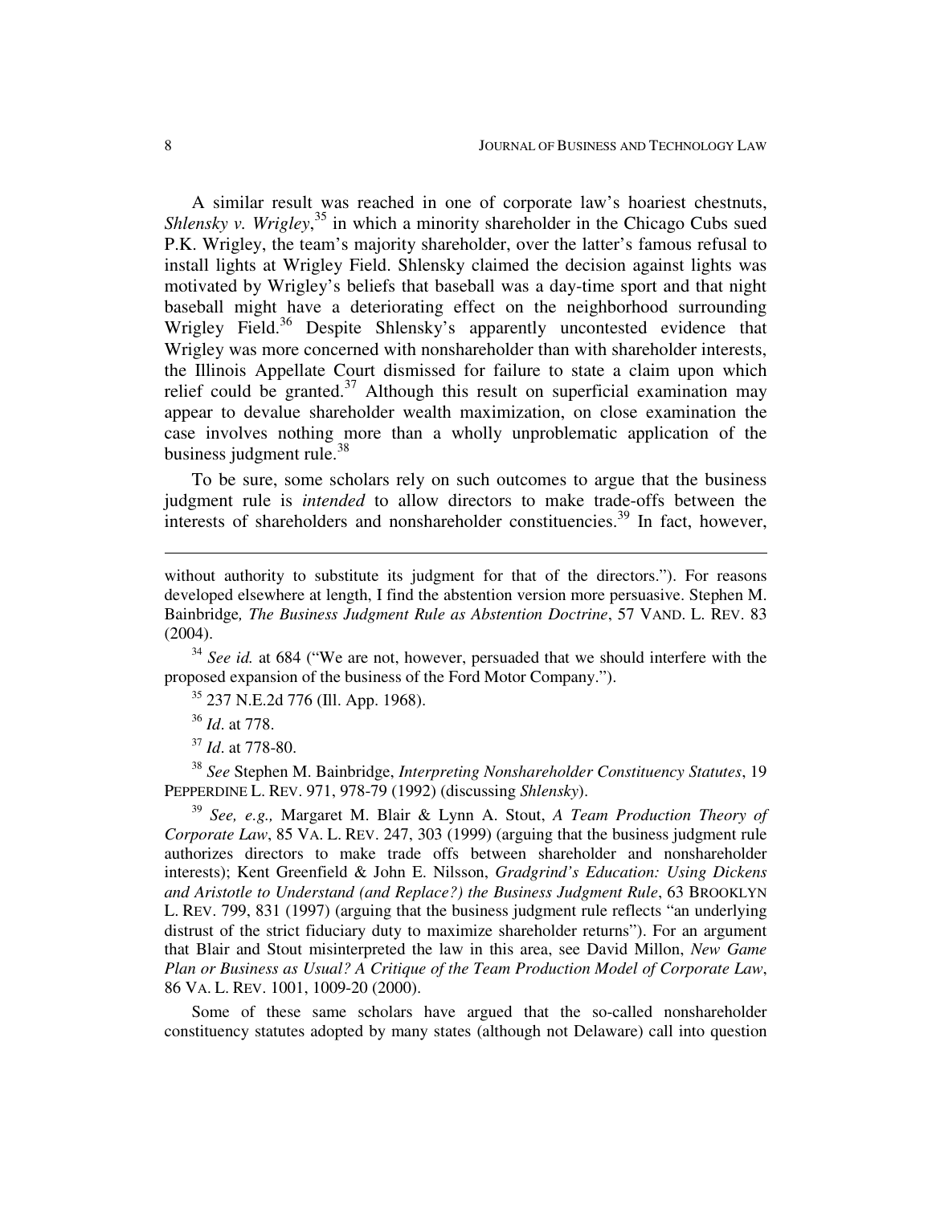A similar result was reached in one of corporate law's hoariest chestnuts, *Shlensky v. Wrigley*,[35] in which a minority shareholder in the Chicago Cubs sued P.K. Wrigley, the team's majority shareholder, over the latter's famous refusal to install lights at Wrigley Field. Shlensky claimed the decision against lights was motivated by Wrigley's beliefs that baseball was a day-time sport and that night baseball might have a deteriorating effect on the neighborhood surrounding Wrigley Field.[36] Despite Shlensky's apparently uncontested evidence that Wrigley was more concerned with nonshareholder than with shareholder interests, the Illinois Appellate Court dismissed for failure to state a claim upon which relief could be granted.[37] Although this result on superficial examination may appear to devalue shareholder wealth maximization, on close examination the case involves nothing more than a wholly unproblematic application of the business judgment rule.[38]

To be sure, some scholars rely on such outcomes to argue that the business judgment rule is *intended* to allow directors to make trade-offs between the interests of shareholders and nonshareholder constituencies.[39] In fact, however,

---

without authority to substitute its judgment for that of the directors."). For reasons developed elsewhere at length, I find the abstention version more persuasive. Stephen M. Bainbridge, *The Business Judgment Rule as Abstention Doctrine*, 57 VAND. L. REV. 83 (2004).

[34] *See id.* at 684 ("We are not, however, persuaded that we should interfere with the proposed expansion of the business of the Ford Motor Company.").

[35] 237 N.E.2d 776 (Ill. App. 1968).

[36] *Id*. at 778.

[37] *Id*. at 778-80.

[38] *See* Stephen M. Bainbridge, *Interpreting Nonshareholder Constituency Statutes*, 19 PEPPERDINE L. REV. 971, 978-79 (1992) (discussing *Shlensky*).

[39] *See, e.g.,* Margaret M. Blair & Lynn A. Stout, *A Team Production Theory of Corporate Law*, 85 VA. L. REV. 247, 303 (1999) (arguing that the business judgment rule authorizes directors to make trade offs between shareholder and nonshareholder interests); Kent Greenfield & John E. Nilsson, *Gradgrind's Education: Using Dickens and Aristotle to Understand (and Replace?) the Business Judgment Rule*, 63 BROOKLYN L. REV. 799, 831 (1997) (arguing that the business judgment rule reflects "an underlying distrust of the strict fiduciary duty to maximize shareholder returns"). For an argument that Blair and Stout misinterpreted the law in this area, see David Millon, *New Game Plan or Business as Usual? A Critique of the Team Production Model of Corporate Law*, 86 VA. L. REV. 1001, 1009-20 (2000).

Some of these same scholars have argued that the so-called nonshareholder constituency statutes adopted by many states (although not Delaware) call into question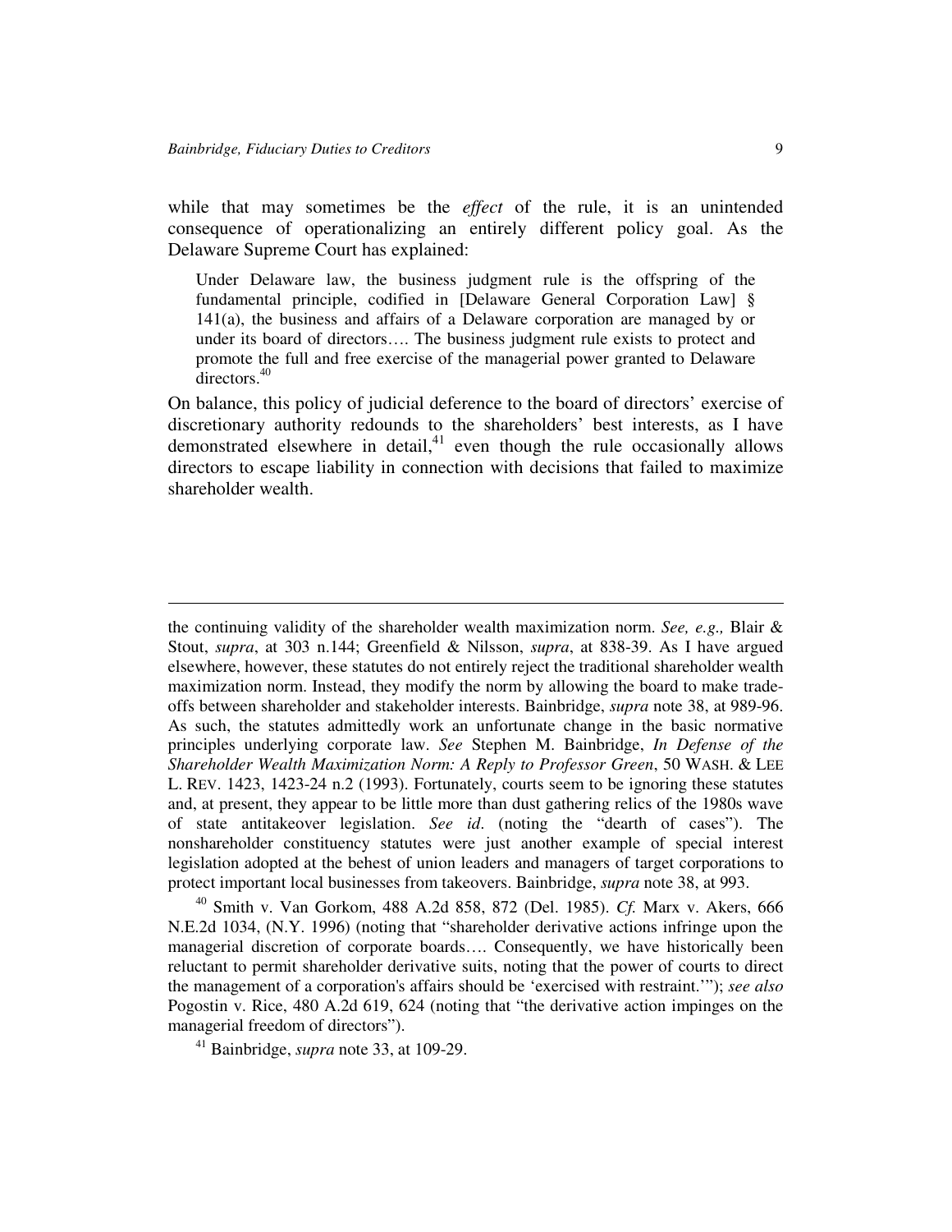while that may sometimes be the *effect* of the rule, it is an unintended consequence of operationalizing an entirely different policy goal. As the Delaware Supreme Court has explained:

> Under Delaware law, the business judgment rule is the offspring of the fundamental principle, codified in [Delaware General Corporation Law] § 141(a), the business and affairs of a Delaware corporation are managed by or under its board of directors…. The business judgment rule exists to protect and promote the full and free exercise of the managerial power granted to Delaware directors.[40]

On balance, this policy of judicial deference to the board of directors' exercise of discretionary authority redounds to the shareholders' best interests, as I have demonstrated elsewhere in detail,[41] even though the rule occasionally allows directors to escape liability in connection with decisions that failed to maximize shareholder wealth.

---

the continuing validity of the shareholder wealth maximization norm. *See, e.g.,* Blair & Stout, *supra*, at 303 n.144; Greenfield & Nilsson, *supra*, at 838-39. As I have argued elsewhere, however, these statutes do not entirely reject the traditional shareholder wealth maximization norm. Instead, they modify the norm by allowing the board to make trade-offs between shareholder and stakeholder interests. Bainbridge, *supra* note 38, at 989-96. As such, the statutes admittedly work an unfortunate change in the basic normative principles underlying corporate law. *See* Stephen M. Bainbridge, *In Defense of the Shareholder Wealth Maximization Norm: A Reply to Professor Green*, 50 WASH. & LEE L. REV. 1423, 1423-24 n.2 (1993). Fortunately, courts seem to be ignoring these statutes and, at present, they appear to be little more than dust gathering relics of the 1980s wave of state antitakeover legislation. *See id*. (noting the "dearth of cases"). The nonshareholder constituency statutes were just another example of special interest legislation adopted at the behest of union leaders and managers of target corporations to protect important local businesses from takeovers. Bainbridge, *supra* note 38, at 993.

[40] Smith v. Van Gorkom, 488 A.2d 858, 872 (Del. 1985). *Cf.* Marx v. Akers, 666 N.E.2d 1034, (N.Y. 1996) (noting that "shareholder derivative actions infringe upon the managerial discretion of corporate boards…. Consequently, we have historically been reluctant to permit shareholder derivative suits, noting that the power of courts to direct the management of a corporation's affairs should be 'exercised with restraint.'"); *see also* Pogostin v. Rice, 480 A.2d 619, 624 (noting that "the derivative action impinges on the managerial freedom of directors").

[41] Bainbridge, *supra* note 33, at 109-29.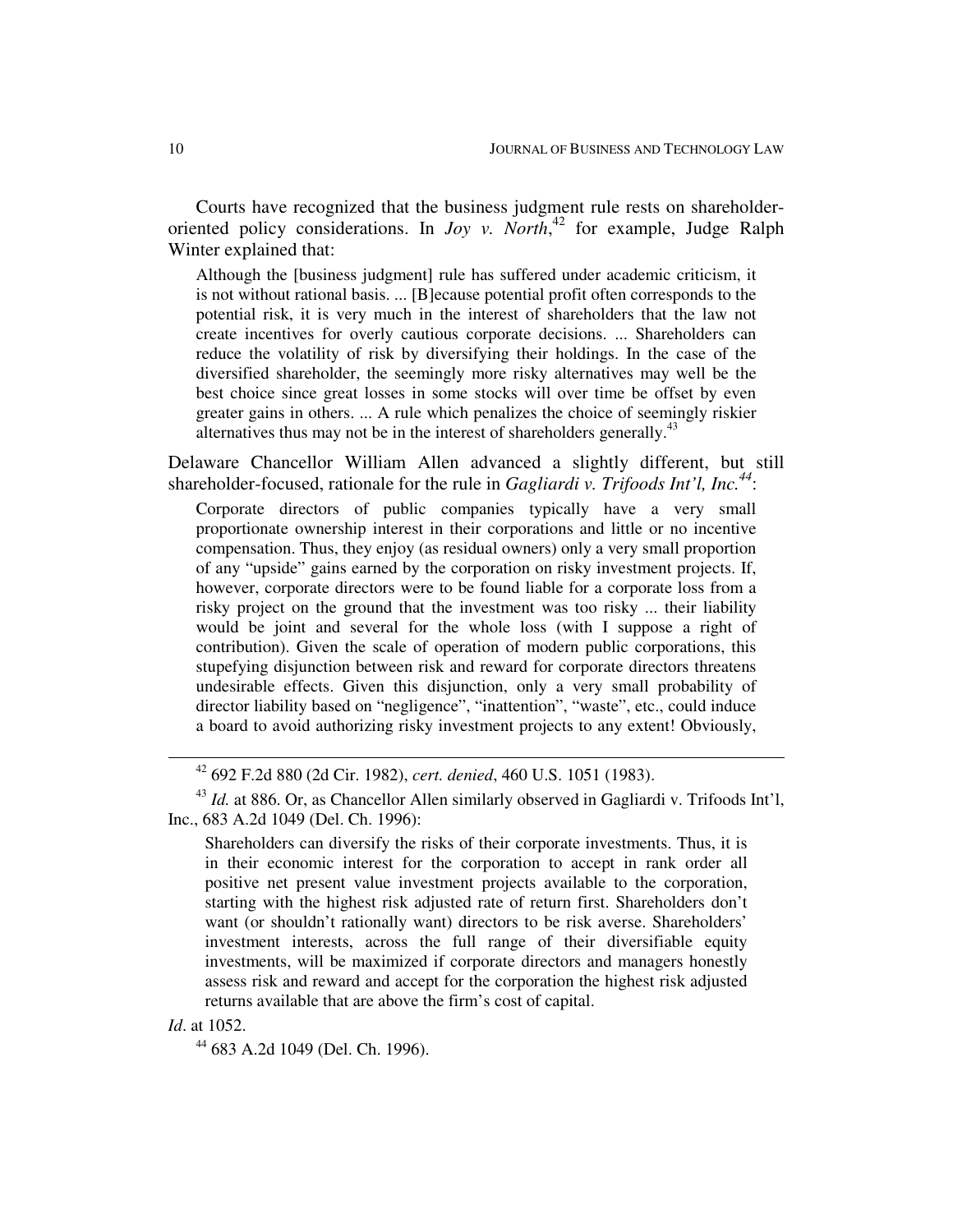Courts have recognized that the business judgment rule rests on shareholder-oriented policy considerations. In *Joy v. North*,[42] for example, Judge Ralph Winter explained that:

> Although the [business judgment] rule has suffered under academic criticism, it is not without rational basis. ... [B]ecause potential profit often corresponds to the potential risk, it is very much in the interest of shareholders that the law not create incentives for overly cautious corporate decisions. ... Shareholders can reduce the volatility of risk by diversifying their holdings. In the case of the diversified shareholder, the seemingly more risky alternatives may well be the best choice since great losses in some stocks will over time be offset by even greater gains in others. ... A rule which penalizes the choice of seemingly riskier alternatives thus may not be in the interest of shareholders generally.[43]

Delaware Chancellor William Allen advanced a slightly different, but still shareholder-focused, rationale for the rule in *Gagliardi v. Trifoods Int'l, Inc.*[44]:

> Corporate directors of public companies typically have a very small proportionate ownership interest in their corporations and little or no incentive compensation. Thus, they enjoy (as residual owners) only a very small proportion of any "upside" gains earned by the corporation on risky investment projects. If, however, corporate directors were to be found liable for a corporate loss from a risky project on the ground that the investment was too risky ... their liability would be joint and several for the whole loss (with I suppose a right of contribution). Given the scale of operation of modern public corporations, this stupefying disjunction between risk and reward for corporate directors threatens undesirable effects. Given this disjunction, only a very small probability of director liability based on "negligence", "inattention", "waste", etc., could induce a board to avoid authorizing risky investment projects to any extent! Obviously,

---

[42] 692 F.2d 880 (2d Cir. 1982), *cert. denied*, 460 U.S. 1051 (1983).

[43] *Id.* at 886. Or, as Chancellor Allen similarly observed in Gagliardi v. Trifoods Int'l, Inc., 683 A.2d 1049 (Del. Ch. 1996):

> Shareholders can diversify the risks of their corporate investments. Thus, it is in their economic interest for the corporation to accept in rank order all positive net present value investment projects available to the corporation, starting with the highest risk adjusted rate of return first. Shareholders don't want (or shouldn't rationally want) directors to be risk averse. Shareholders' investment interests, across the full range of their diversifiable equity investments, will be maximized if corporate directors and managers honestly assess risk and reward and accept for the corporation the highest risk adjusted returns available that are above the firm's cost of capital.

*Id*. at 1052.

[44] 683 A.2d 1049 (Del. Ch. 1996).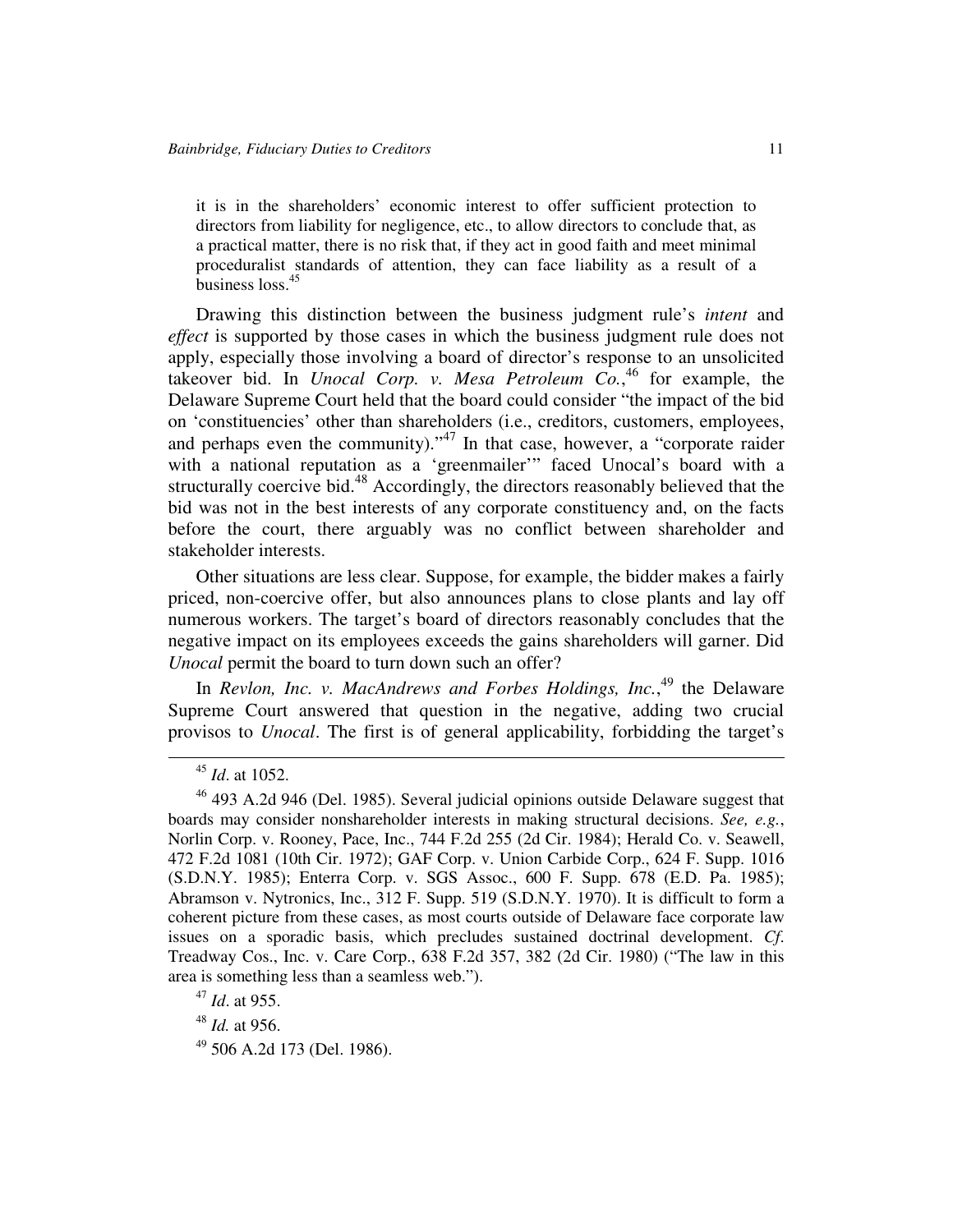> it is in the shareholders' economic interest to offer sufficient protection to directors from liability for negligence, etc., to allow directors to conclude that, as a practical matter, there is no risk that, if they act in good faith and meet minimal proceduralist standards of attention, they can face liability as a result of a business loss.[45]

Drawing this distinction between the business judgment rule's *intent* and *effect* is supported by those cases in which the business judgment rule does not apply, especially those involving a board of director's response to an unsolicited takeover bid. In *Unocal Corp. v. Mesa Petroleum Co.*,[46] for example, the Delaware Supreme Court held that the board could consider "the impact of the bid on 'constituencies' other than shareholders (i.e., creditors, customers, employees, and perhaps even the community)."[47] In that case, however, a "corporate raider with a national reputation as a 'greenmailer'" faced Unocal's board with a structurally coercive bid.[48] Accordingly, the directors reasonably believed that the bid was not in the best interests of any corporate constituency and, on the facts before the court, there arguably was no conflict between shareholder and stakeholder interests.

Other situations are less clear. Suppose, for example, the bidder makes a fairly priced, non-coercive offer, but also announces plans to close plants and lay off numerous workers. The target's board of directors reasonably concludes that the negative impact on its employees exceeds the gains shareholders will garner. Did *Unocal* permit the board to turn down such an offer?

In *Revlon, Inc. v. MacAndrews and Forbes Holdings, Inc.*,[49] the Delaware Supreme Court answered that question in the negative, adding two crucial provisos to *Unocal*. The first is of general applicability, forbidding the target's

---

[45] *Id*. at 1052.

[46] 493 A.2d 946 (Del. 1985). Several judicial opinions outside Delaware suggest that boards may consider nonshareholder interests in making structural decisions. *See, e.g.*, Norlin Corp. v. Rooney, Pace, Inc., 744 F.2d 255 (2d Cir. 1984); Herald Co. v. Seawell, 472 F.2d 1081 (10th Cir. 1972); GAF Corp. v. Union Carbide Corp., 624 F. Supp. 1016 (S.D.N.Y. 1985); Enterra Corp. v. SGS Assoc., 600 F. Supp. 678 (E.D. Pa. 1985); Abramson v. Nytronics, Inc., 312 F. Supp. 519 (S.D.N.Y. 1970). It is difficult to form a coherent picture from these cases, as most courts outside of Delaware face corporate law issues on a sporadic basis, which precludes sustained doctrinal development. *Cf*. Treadway Cos., Inc. v. Care Corp., 638 F.2d 357, 382 (2d Cir. 1980) ("The law in this area is something less than a seamless web.").

[47] *Id*. at 955.

[48] *Id.* at 956.

[49] 506 A.2d 173 (Del. 1986).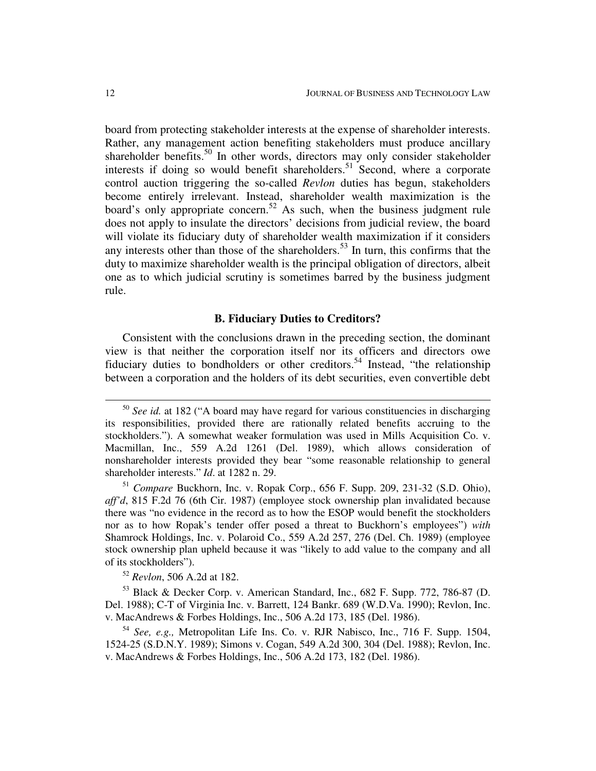board from protecting stakeholder interests at the expense of shareholder interests. Rather, any management action benefiting stakeholders must produce ancillary shareholder benefits.[50] In other words, directors may only consider stakeholder interests if doing so would benefit shareholders.[51] Second, where a corporate control auction triggering the so-called *Revlon* duties has begun, stakeholders become entirely irrelevant. Instead, shareholder wealth maximization is the board's only appropriate concern.[52] As such, when the business judgment rule does not apply to insulate the directors' decisions from judicial review, the board will violate its fiduciary duty of shareholder wealth maximization if it considers any interests other than those of the shareholders.[53] In turn, this confirms that the duty to maximize shareholder wealth is the principal obligation of directors, albeit one as to which judicial scrutiny is sometimes barred by the business judgment rule.

### B. Fiduciary Duties to Creditors?

Consistent with the conclusions drawn in the preceding section, the dominant view is that neither the corporation itself nor its officers and directors owe fiduciary duties to bondholders or other creditors.[54] Instead, "the relationship between a corporation and the holders of its debt securities, even convertible debt

---

[50] *See id.* at 182 ("A board may have regard for various constituencies in discharging its responsibilities, provided there are rationally related benefits accruing to the stockholders."). A somewhat weaker formulation was used in Mills Acquisition Co. v. Macmillan, Inc., 559 A.2d 1261 (Del. 1989), which allows consideration of nonshareholder interests provided they bear "some reasonable relationship to general shareholder interests." *Id*. at 1282 n. 29.

[51] *Compare* Buckhorn, Inc. v. Ropak Corp., 656 F. Supp. 209, 231-32 (S.D. Ohio), *aff'd*, 815 F.2d 76 (6th Cir. 1987) (employee stock ownership plan invalidated because there was "no evidence in the record as to how the ESOP would benefit the stockholders nor as to how Ropak's tender offer posed a threat to Buckhorn's employees") *with* Shamrock Holdings, Inc. v. Polaroid Co., 559 A.2d 257, 276 (Del. Ch. 1989) (employee stock ownership plan upheld because it was "likely to add value to the company and all of its stockholders").

[52] *Revlon*, 506 A.2d at 182.

[53] Black & Decker Corp. v. American Standard, Inc., 682 F. Supp. 772, 786-87 (D. Del. 1988); C-T of Virginia Inc. v. Barrett, 124 Bankr. 689 (W.D.Va. 1990); Revlon, Inc. v. MacAndrews & Forbes Holdings, Inc., 506 A.2d 173, 185 (Del. 1986).

[54] *See, e.g.,* Metropolitan Life Ins. Co. v. RJR Nabisco, Inc., 716 F. Supp. 1504, 1524-25 (S.D.N.Y. 1989); Simons v. Cogan, 549 A.2d 300, 304 (Del. 1988); Revlon, Inc. v. MacAndrews & Forbes Holdings, Inc., 506 A.2d 173, 182 (Del. 1986).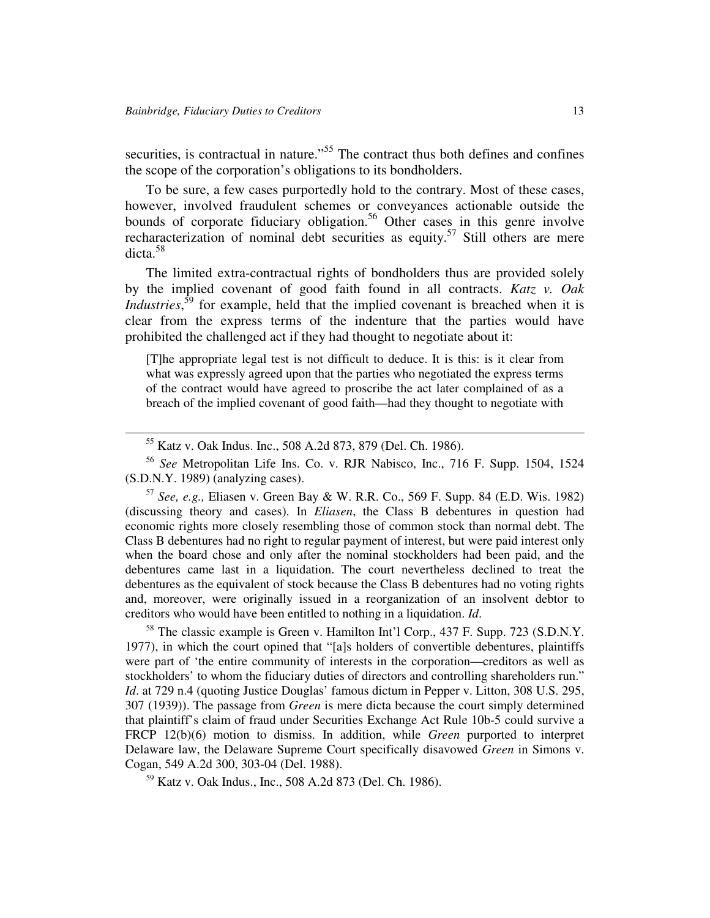securities, is contractual in nature."[55] The contract thus both defines and confines the scope of the corporation's obligations to its bondholders.

To be sure, a few cases purportedly hold to the contrary. Most of these cases, however, involved fraudulent schemes or conveyances actionable outside the bounds of corporate fiduciary obligation.[56] Other cases in this genre involve recharacterization of nominal debt securities as equity.[57] Still others are mere dicta.[58]

The limited extra-contractual rights of bondholders thus are provided solely by the implied covenant of good faith found in all contracts. *Katz v. Oak Industries*,[59] for example, held that the implied covenant is breached when it is clear from the express terms of the indenture that the parties would have prohibited the challenged act if they had thought to negotiate about it:

> [T]he appropriate legal test is not difficult to deduce. It is this: is it clear from what was expressly agreed upon that the parties who negotiated the express terms of the contract would have agreed to proscribe the act later complained of as a breach of the implied covenant of good faith—had they thought to negotiate with

---

[55] Katz v. Oak Indus. Inc., 508 A.2d 873, 879 (Del. Ch. 1986).

[56] *See* Metropolitan Life Ins. Co. v. RJR Nabisco, Inc., 716 F. Supp. 1504, 1524 (S.D.N.Y. 1989) (analyzing cases).

[57] *See, e.g.,* Eliasen v. Green Bay & W. R.R. Co., 569 F. Supp. 84 (E.D. Wis. 1982) (discussing theory and cases). In *Eliasen*, the Class B debentures in question had economic rights more closely resembling those of common stock than normal debt. The Class B debentures had no right to regular payment of interest, but were paid interest only when the board chose and only after the nominal stockholders had been paid, and the debentures came last in a liquidation. The court nevertheless declined to treat the debentures as the equivalent of stock because the Class B debentures had no voting rights and, moreover, were originally issued in a reorganization of an insolvent debtor to creditors who would have been entitled to nothing in a liquidation. *Id*.

[58] The classic example is Green v. Hamilton Int'l Corp., 437 F. Supp. 723 (S.D.N.Y. 1977), in which the court opined that "[a]s holders of convertible debentures, plaintiffs were part of 'the entire community of interests in the corporation—creditors as well as stockholders' to whom the fiduciary duties of directors and controlling shareholders run." *Id*. at 729 n.4 (quoting Justice Douglas' famous dictum in Pepper v. Litton, 308 U.S. 295, 307 (1939)). The passage from *Green* is mere dicta because the court simply determined that plaintiff's claim of fraud under Securities Exchange Act Rule 10b-5 could survive a FRCP 12(b)(6) motion to dismiss. In addition, while *Green* purported to interpret Delaware law, the Delaware Supreme Court specifically disavowed *Green* in Simons v. Cogan, 549 A.2d 300, 303-04 (Del. 1988).

[59] Katz v. Oak Indus., Inc., 508 A.2d 873 (Del. Ch. 1986).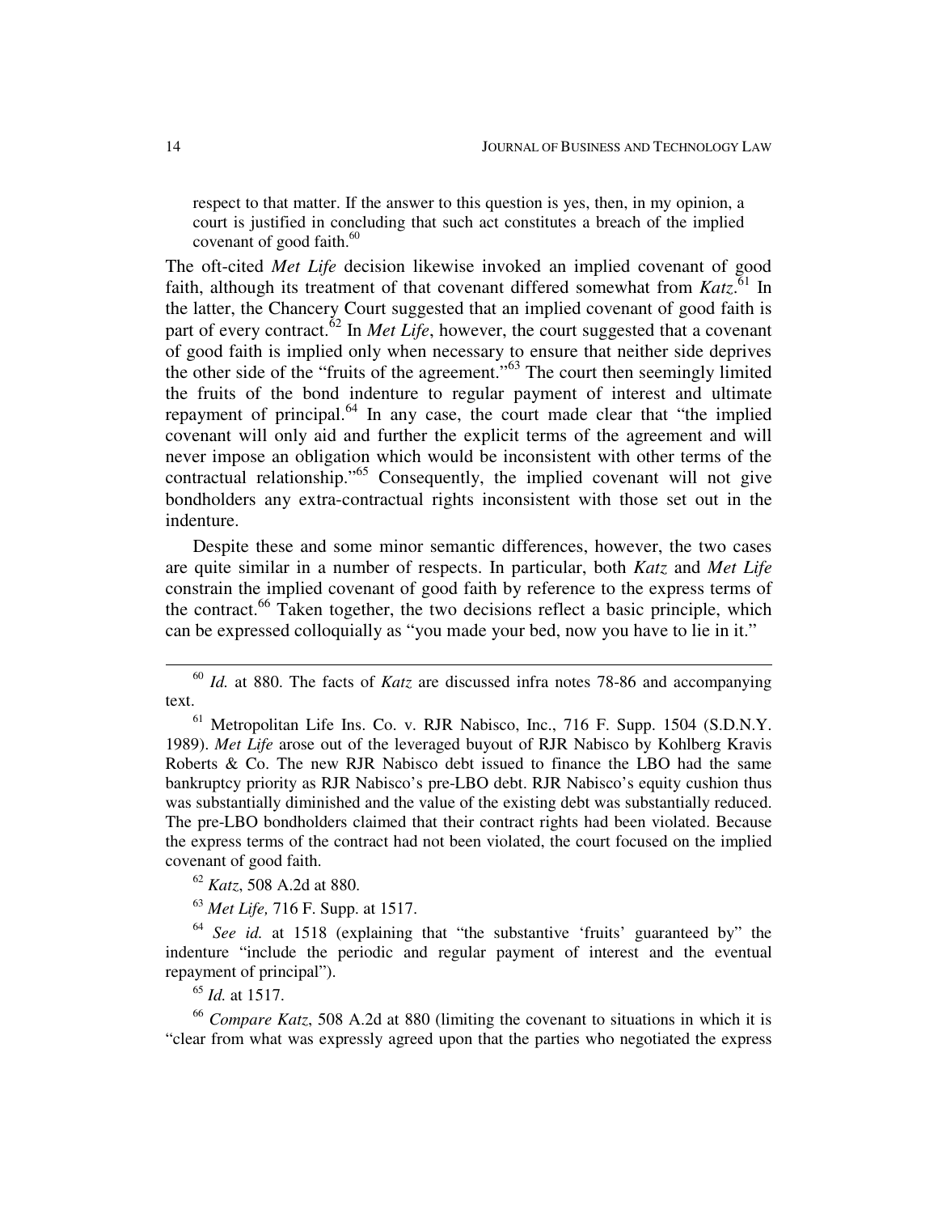> respect to that matter. If the answer to this question is yes, then, in my opinion, a court is justified in concluding that such act constitutes a breach of the implied covenant of good faith.[60]

The oft-cited *Met Life* decision likewise invoked an implied covenant of good faith, although its treatment of that covenant differed somewhat from *Katz*.[61] In the latter, the Chancery Court suggested that an implied covenant of good faith is part of every contract.[62] In *Met Life*, however, the court suggested that a covenant of good faith is implied only when necessary to ensure that neither side deprives the other side of the "fruits of the agreement."[63] The court then seemingly limited the fruits of the bond indenture to regular payment of interest and ultimate repayment of principal.[64] In any case, the court made clear that "the implied covenant will only aid and further the explicit terms of the agreement and will never impose an obligation which would be inconsistent with other terms of the contractual relationship."[65] Consequently, the implied covenant will not give bondholders any extra-contractual rights inconsistent with those set out in the indenture.

Despite these and some minor semantic differences, however, the two cases are quite similar in a number of respects. In particular, both *Katz* and *Met Life* constrain the implied covenant of good faith by reference to the express terms of the contract.[66] Taken together, the two decisions reflect a basic principle, which can be expressed colloquially as "you made your bed, now you have to lie in it."

---

[60] *Id.* at 880. The facts of *Katz* are discussed infra notes 78-86 and accompanying text.

[61] Metropolitan Life Ins. Co. v. RJR Nabisco, Inc., 716 F. Supp. 1504 (S.D.N.Y. 1989). *Met Life* arose out of the leveraged buyout of RJR Nabisco by Kohlberg Kravis Roberts & Co. The new RJR Nabisco debt issued to finance the LBO had the same bankruptcy priority as RJR Nabisco's pre-LBO debt. RJR Nabisco's equity cushion thus was substantially diminished and the value of the existing debt was substantially reduced. The pre-LBO bondholders claimed that their contract rights had been violated. Because the express terms of the contract had not been violated, the court focused on the implied covenant of good faith.

[62] *Katz*, 508 A.2d at 880.

[63] *Met Life,* 716 F. Supp. at 1517.

[64] *See id.* at 1518 (explaining that "the substantive 'fruits' guaranteed by" the indenture "include the periodic and regular payment of interest and the eventual repayment of principal").

[65] *Id.* at 1517.

[66] *Compare Katz*, 508 A.2d at 880 (limiting the covenant to situations in which it is "clear from what was expressly agreed upon that the parties who negotiated the express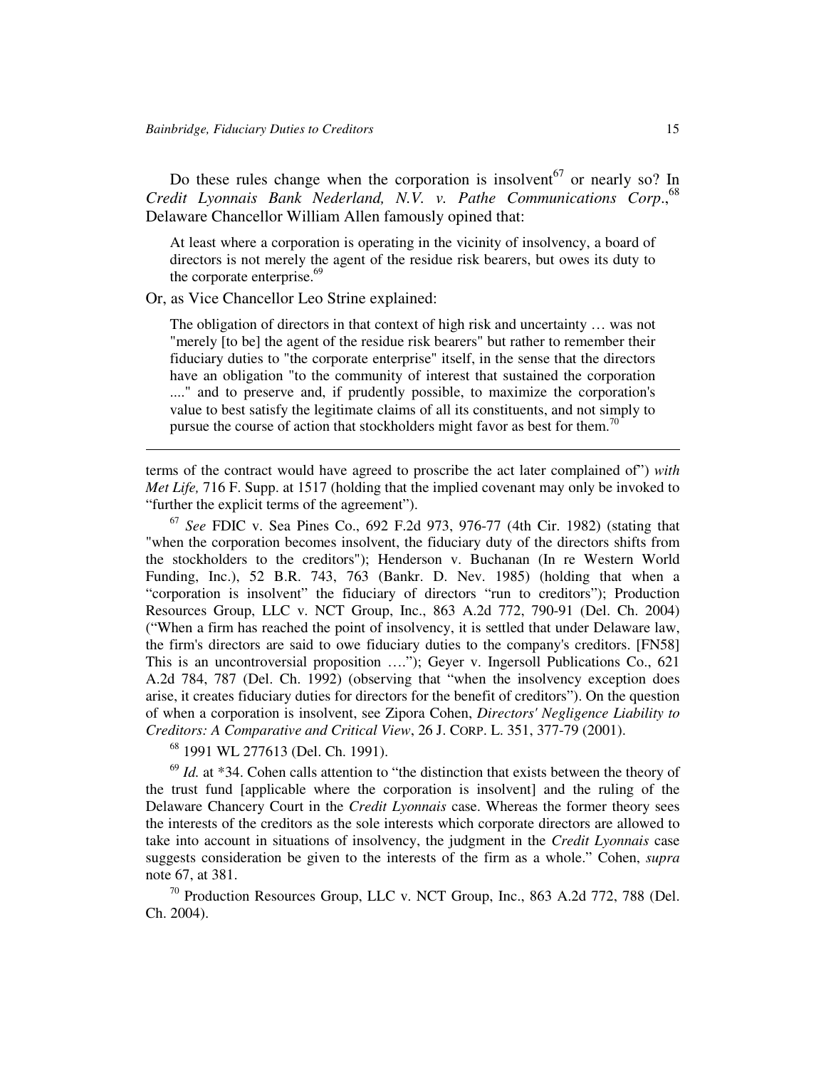Do these rules change when the corporation is insolvent[67] or nearly so? In *Credit Lyonnais Bank Nederland, N.V. v. Pathe Communications Corp.*,[68] Delaware Chancellor William Allen famously opined that:

> At least where a corporation is operating in the vicinity of insolvency, a board of directors is not merely the agent of the residue risk bearers, but owes its duty to the corporate enterprise.[69]

Or, as Vice Chancellor Leo Strine explained:

> The obligation of directors in that context of high risk and uncertainty … was not "merely [to be] the agent of the residue risk bearers" but rather to remember their fiduciary duties to "the corporate enterprise" itself, in the sense that the directors have an obligation "to the community of interest that sustained the corporation ...." and to preserve and, if prudently possible, to maximize the corporation's value to best satisfy the legitimate claims of all its constituents, and not simply to pursue the course of action that stockholders might favor as best for them.[70]

---

terms of the contract would have agreed to proscribe the act later complained of") *with Met Life,* 716 F. Supp. at 1517 (holding that the implied covenant may only be invoked to "further the explicit terms of the agreement").

[67] *See* FDIC v. Sea Pines Co., 692 F.2d 973, 976-77 (4th Cir. 1982) (stating that "when the corporation becomes insolvent, the fiduciary duty of the directors shifts from the stockholders to the creditors"); Henderson v. Buchanan (In re Western World Funding, Inc.), 52 B.R. 743, 763 (Bankr. D. Nev. 1985) (holding that when a "corporation is insolvent" the fiduciary of directors "run to creditors"); Production Resources Group, LLC v. NCT Group, Inc., 863 A.2d 772, 790-91 (Del. Ch. 2004) ("When a firm has reached the point of insolvency, it is settled that under Delaware law, the firm's directors are said to owe fiduciary duties to the company's creditors. [FN58] This is an uncontroversial proposition …."); Geyer v. Ingersoll Publications Co., 621 A.2d 784, 787 (Del. Ch. 1992) (observing that "when the insolvency exception does arise, it creates fiduciary duties for directors for the benefit of creditors"). On the question of when a corporation is insolvent, see Zipora Cohen, *Directors' Negligence Liability to Creditors: A Comparative and Critical View*, 26 J. CORP. L. 351, 377-79 (2001).

[68] 1991 WL 277613 (Del. Ch. 1991).

[69] *Id.* at *34. Cohen calls attention to "the distinction that exists between the theory of the trust fund [applicable where the corporation is insolvent] and the ruling of the Delaware Chancery Court in the *Credit Lyonnais* case. Whereas the former theory sees the interests of the creditors as the sole interests which corporate directors are allowed to take into account in situations of insolvency, the judgment in the *Credit Lyonnais* case suggests consideration be given to the interests of the firm as a whole." Cohen, *supra* note 67, at 381.

[70] Production Resources Group, LLC v. NCT Group, Inc., 863 A.2d 772, 788 (Del. Ch. 2004).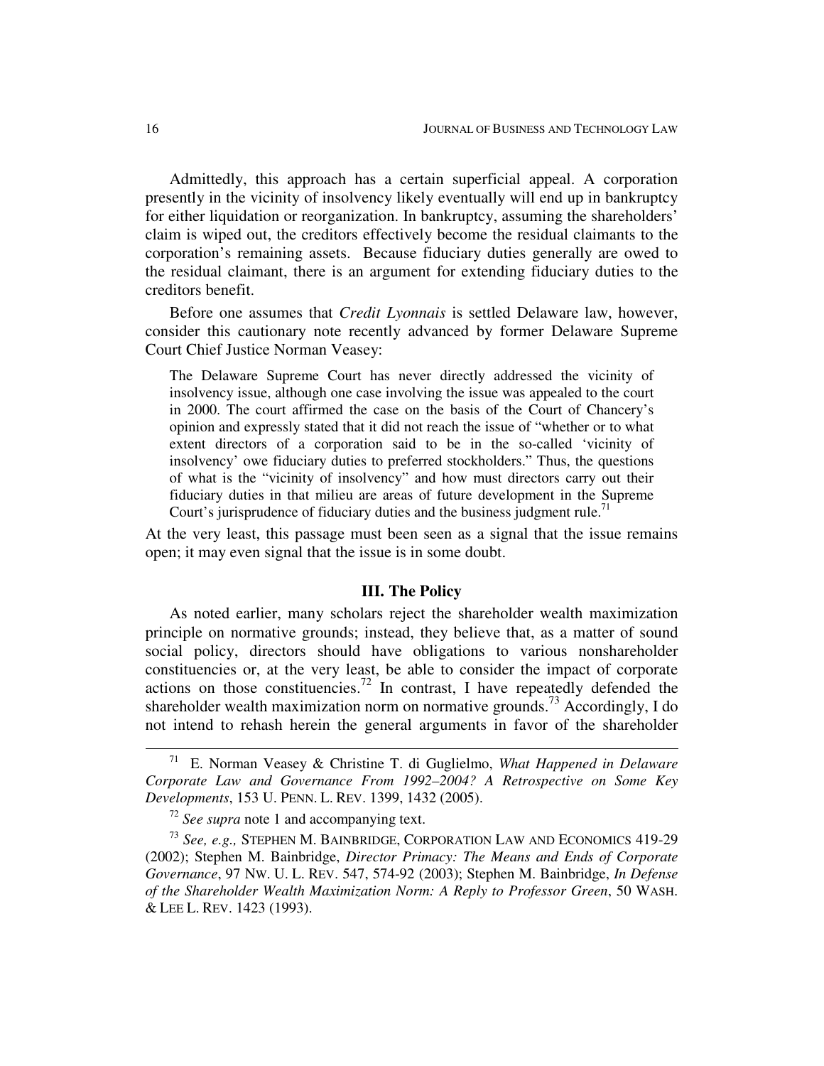Admittedly, this approach has a certain superficial appeal. A corporation presently in the vicinity of insolvency likely eventually will end up in bankruptcy for either liquidation or reorganization. In bankruptcy, assuming the shareholders' claim is wiped out, the creditors effectively become the residual claimants to the corporation's remaining assets. Because fiduciary duties generally are owed to the residual claimant, there is an argument for extending fiduciary duties to the creditors benefit.

Before one assumes that *Credit Lyonnais* is settled Delaware law, however, consider this cautionary note recently advanced by former Delaware Supreme Court Chief Justice Norman Veasey:

> The Delaware Supreme Court has never directly addressed the vicinity of insolvency issue, although one case involving the issue was appealed to the court in 2000. The court affirmed the case on the basis of the Court of Chancery's opinion and expressly stated that it did not reach the issue of "whether or to what extent directors of a corporation said to be in the so-called 'vicinity of insolvency' owe fiduciary duties to preferred stockholders." Thus, the questions of what is the "vicinity of insolvency" and how must directors carry out their fiduciary duties in that milieu are areas of future development in the Supreme Court's jurisprudence of fiduciary duties and the business judgment rule.[71]

At the very least, this passage must been seen as a signal that the issue remains open; it may even signal that the issue is in some doubt.

## III. The Policy

As noted earlier, many scholars reject the shareholder wealth maximization principle on normative grounds; instead, they believe that, as a matter of sound social policy, directors should have obligations to various nonshareholder constituencies or, at the very least, be able to consider the impact of corporate actions on those constituencies.[72] In contrast, I have repeatedly defended the shareholder wealth maximization norm on normative grounds.[73] Accordingly, I do not intend to rehash herein the general arguments in favor of the shareholder

---

[71] E. Norman Veasey & Christine T. di Guglielmo, *What Happened in Delaware Corporate Law and Governance From 1992–2004? A Retrospective on Some Key Developments*, 153 U. PENN. L. REV. 1399, 1432 (2005).

[72] *See supra* note 1 and accompanying text.

[73] *See, e.g.,* STEPHEN M. BAINBRIDGE, CORPORATION LAW AND ECONOMICS 419-29 (2002); Stephen M. Bainbridge, *Director Primacy: The Means and Ends of Corporate Governance*, 97 NW. U. L. REV. 547, 574-92 (2003); Stephen M. Bainbridge, *In Defense of the Shareholder Wealth Maximization Norm: A Reply to Professor Green*, 50 WASH. & LEE L. REV. 1423 (1993).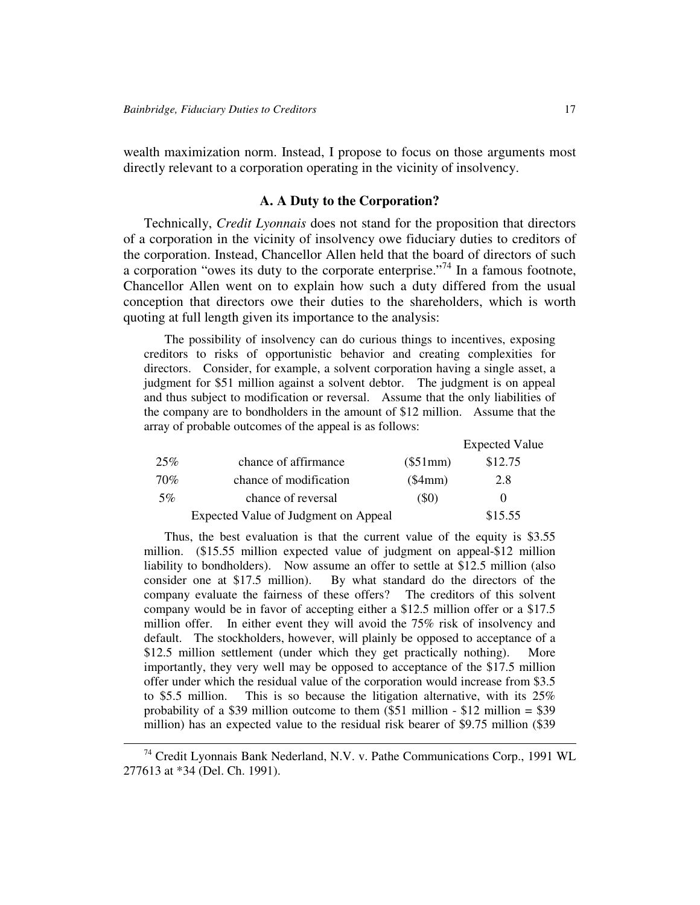wealth maximization norm. Instead, I propose to focus on those arguments most directly relevant to a corporation operating in the vicinity of insolvency.

### A. A Duty to the Corporation?

Technically, *Credit Lyonnais* does not stand for the proposition that directors of a corporation in the vicinity of insolvency owe fiduciary duties to creditors of the corporation. Instead, Chancellor Allen held that the board of directors of such a corporation "owes its duty to the corporate enterprise."[74] In a famous footnote, Chancellor Allen went on to explain how such a duty differed from the usual conception that directors owe their duties to the shareholders, which is worth quoting at full length given its importance to the analysis:

> The possibility of insolvency can do curious things to incentives, exposing creditors to risks of opportunistic behavior and creating complexities for directors. Consider, for example, a solvent corporation having a single asset, a judgment for $51 million against a solvent debtor. The judgment is on appeal and thus subject to modification or reversal. Assume that the only liabilities of the company are to bondholders in the amount of $12 million. Assume that the array of probable outcomes of the appeal is as follows:

| | | | Expected Value |
|---|---|---|---|
| 25% | chance of affirmance | ($51mm) | $12.75 |
| 70% | chance of modification | ($4mm) | 2.8 |
| 5% | chance of reversal | ($0) | 0 |
| | Expected Value of Judgment on Appeal | | $15.55 |

> Thus, the best evaluation is that the current value of the equity is $3.55 million. ($15.55 million expected value of judgment on appeal-$12 million liability to bondholders). Now assume an offer to settle at $12.5 million (also consider one at $17.5 million). By what standard do the directors of the company evaluate the fairness of these offers? The creditors of this solvent company would be in favor of accepting either a $12.5 million offer or a $17.5 million offer. In either event they will avoid the 75% risk of insolvency and default. The stockholders, however, will plainly be opposed to acceptance of a $12.5 million settlement (under which they get practically nothing). More importantly, they very well may be opposed to acceptance of the $17.5 million offer under which the residual value of the corporation would increase from $3.5 to $5.5 million. This is so because the litigation alternative, with its 25% probability of a $39 million outcome to them ($51 million - $12 million = $39 million) has an expected value to the residual risk bearer of $9.75 million ($39

---

[74] Credit Lyonnais Bank Nederland, N.V. v. Pathe Communications Corp., 1991 WL 277613 at *34 (Del. Ch. 1991).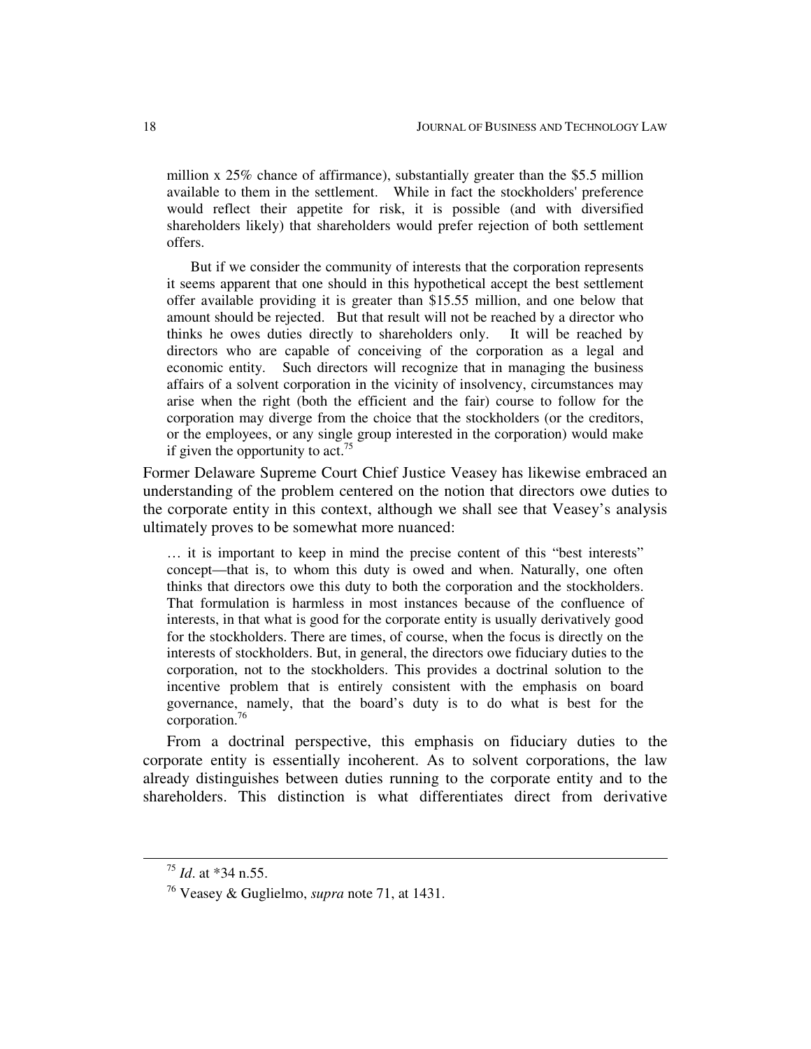million x 25% chance of affirmance), substantially greater than the $5.5 million available to them in the settlement. While in fact the stockholders' preference would reflect their appetite for risk, it is possible (and with diversified shareholders likely) that shareholders would prefer rejection of both settlement offers.

> But if we consider the community of interests that the corporation represents it seems apparent that one should in this hypothetical accept the best settlement offer available providing it is greater than $15.55 million, and one below that amount should be rejected. But that result will not be reached by a director who thinks he owes duties directly to shareholders only. It will be reached by directors who are capable of conceiving of the corporation as a legal and economic entity. Such directors will recognize that in managing the business affairs of a solvent corporation in the vicinity of insolvency, circumstances may arise when the right (both the efficient and the fair) course to follow for the corporation may diverge from the choice that the stockholders (or the creditors, or the employees, or any single group interested in the corporation) would make if given the opportunity to act.[75]

Former Delaware Supreme Court Chief Justice Veasey has likewise embraced an understanding of the problem centered on the notion that directors owe duties to the corporate entity in this context, although we shall see that Veasey's analysis ultimately proves to be somewhat more nuanced:

> … it is important to keep in mind the precise content of this "best interests" concept—that is, to whom this duty is owed and when. Naturally, one often thinks that directors owe this duty to both the corporation and the stockholders. That formulation is harmless in most instances because of the confluence of interests, in that what is good for the corporate entity is usually derivatively good for the stockholders. There are times, of course, when the focus is directly on the interests of stockholders. But, in general, the directors owe fiduciary duties to the corporation, not to the stockholders. This provides a doctrinal solution to the incentive problem that is entirely consistent with the emphasis on board governance, namely, that the board's duty is to do what is best for the corporation.[76]

From a doctrinal perspective, this emphasis on fiduciary duties to the corporate entity is essentially incoherent. As to solvent corporations, the law already distinguishes between duties running to the corporate entity and to the shareholders. This distinction is what differentiates direct from derivative

---

[75] *Id*. at *34 n.55.

[76] Veasey & Guglielmo, *supra* note 71, at 1431.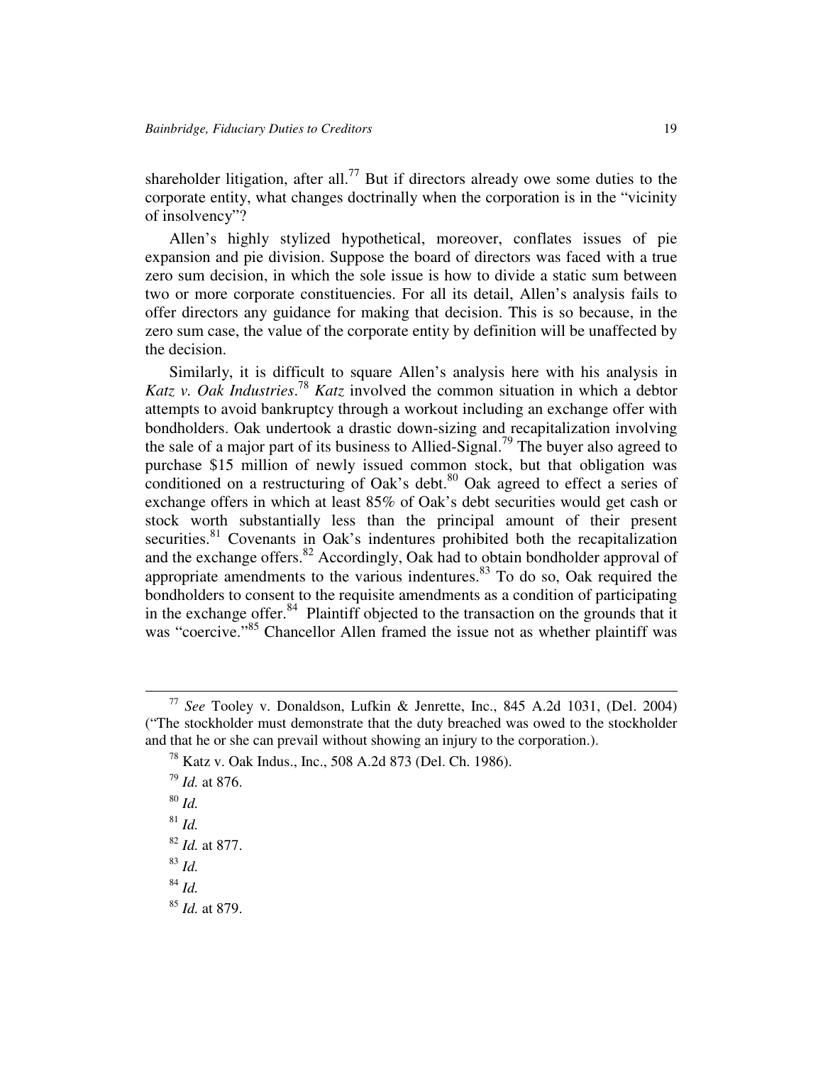shareholder litigation, after all.[77] But if directors already owe some duties to the corporate entity, what changes doctrinally when the corporation is in the "vicinity of insolvency"?

Allen's highly stylized hypothetical, moreover, conflates issues of pie expansion and pie division. Suppose the board of directors was faced with a true zero sum decision, in which the sole issue is how to divide a static sum between two or more corporate constituencies. For all its detail, Allen's analysis fails to offer directors any guidance for making that decision. This is so because, in the zero sum case, the value of the corporate entity by definition will be unaffected by the decision.

Similarly, it is difficult to square Allen's analysis here with his analysis in *Katz v. Oak Industries*.[78] *Katz* involved the common situation in which a debtor attempts to avoid bankruptcy through a workout including an exchange offer with bondholders. Oak undertook a drastic down-sizing and recapitalization involving the sale of a major part of its business to Allied-Signal.[79] The buyer also agreed to purchase $15 million of newly issued common stock, but that obligation was conditioned on a restructuring of Oak's debt.[80] Oak agreed to effect a series of exchange offers in which at least 85% of Oak's debt securities would get cash or stock worth substantially less than the principal amount of their present securities.[81] Covenants in Oak's indentures prohibited both the recapitalization and the exchange offers.[82] Accordingly, Oak had to obtain bondholder approval of appropriate amendments to the various indentures.[83] To do so, Oak required the bondholders to consent to the requisite amendments as a condition of participating in the exchange offer.[84] Plaintiff objected to the transaction on the grounds that it was "coercive."[85] Chancellor Allen framed the issue not as whether plaintiff was

---

[77] *See* Tooley v. Donaldson, Lufkin & Jenrette, Inc., 845 A.2d 1031, (Del. 2004) ("The stockholder must demonstrate that the duty breached was owed to the stockholder and that he or she can prevail without showing an injury to the corporation.).

[78] Katz v. Oak Indus., Inc., 508 A.2d 873 (Del. Ch. 1986).

[79] *Id.* at 876.

[80] *Id.*

[81] *Id.*

[82] *Id.* at 877.

[83] *Id.*

[84] *Id.*

[85] *Id.* at 879.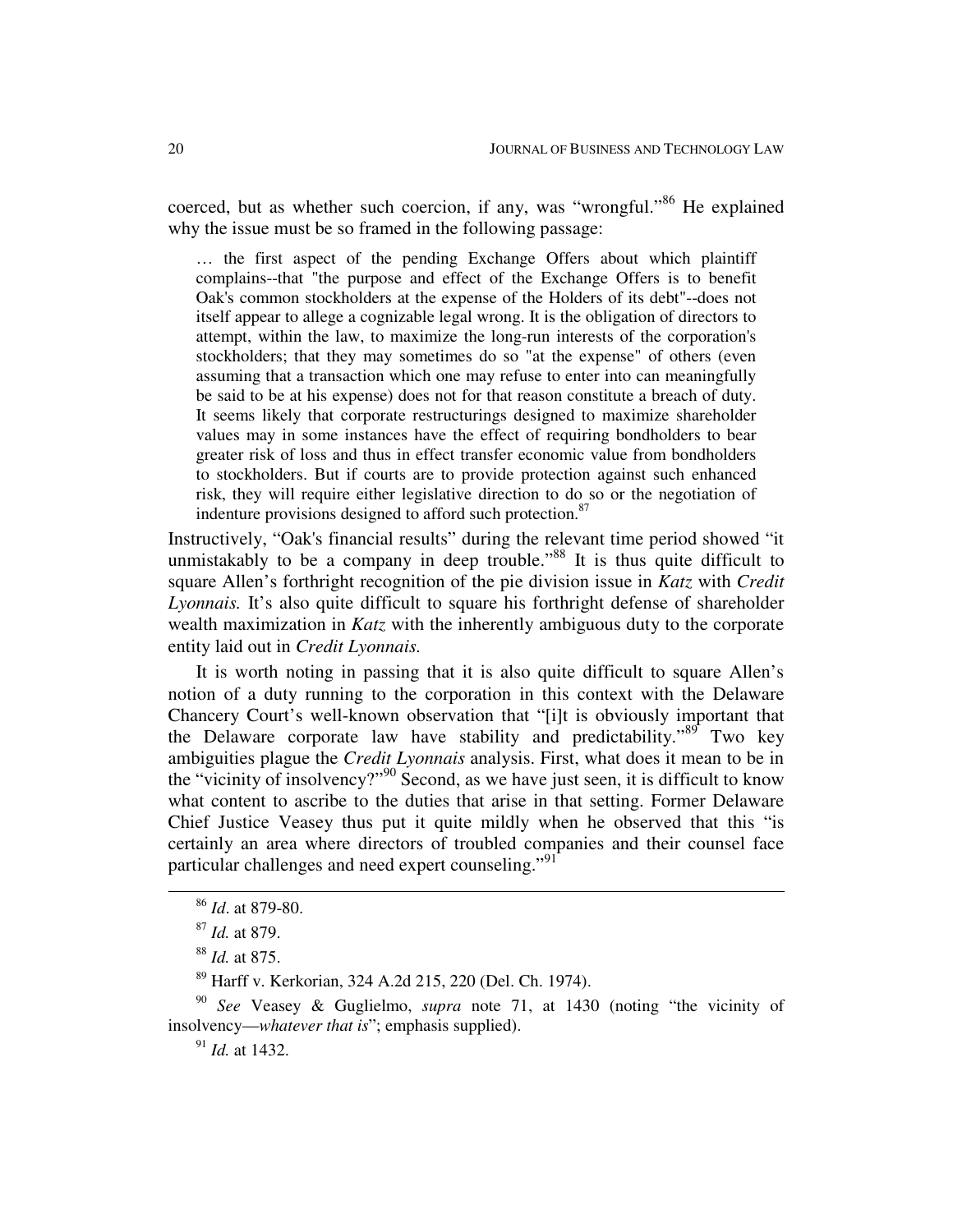coerced, but as whether such coercion, if any, was "wrongful."[86] He explained why the issue must be so framed in the following passage:

> … the first aspect of the pending Exchange Offers about which plaintiff complains--that "the purpose and effect of the Exchange Offers is to benefit Oak's common stockholders at the expense of the Holders of its debt"--does not itself appear to allege a cognizable legal wrong. It is the obligation of directors to attempt, within the law, to maximize the long-run interests of the corporation's stockholders; that they may sometimes do so "at the expense" of others (even assuming that a transaction which one may refuse to enter into can meaningfully be said to be at his expense) does not for that reason constitute a breach of duty. It seems likely that corporate restructurings designed to maximize shareholder values may in some instances have the effect of requiring bondholders to bear greater risk of loss and thus in effect transfer economic value from bondholders to stockholders. But if courts are to provide protection against such enhanced risk, they will require either legislative direction to do so or the negotiation of indenture provisions designed to afford such protection.[87]

Instructively, "Oak's financial results" during the relevant time period showed "it unmistakably to be a company in deep trouble."[88] It is thus quite difficult to square Allen's forthright recognition of the pie division issue in *Katz* with *Credit Lyonnais.* It's also quite difficult to square his forthright defense of shareholder wealth maximization in *Katz* with the inherently ambiguous duty to the corporate entity laid out in *Credit Lyonnais.*

It is worth noting in passing that it is also quite difficult to square Allen's notion of a duty running to the corporation in this context with the Delaware Chancery Court's well-known observation that "[i]t is obviously important that the Delaware corporate law have stability and predictability."[89] Two key ambiguities plague the *Credit Lyonnais* analysis. First, what does it mean to be in the "vicinity of insolvency?"[90] Second, as we have just seen, it is difficult to know what content to ascribe to the duties that arise in that setting. Former Delaware Chief Justice Veasey thus put it quite mildly when he observed that this "is certainly an area where directors of troubled companies and their counsel face particular challenges and need expert counseling."[91]

---

[86] *Id*. at 879-80.

[87] *Id.* at 879.

[88] *Id.* at 875.

[89] Harff v. Kerkorian, 324 A.2d 215, 220 (Del. Ch. 1974).

[90] *See* Veasey & Guglielmo, *supra* note 71, at 1430 (noting "the vicinity of insolvency—*whatever that is*"; emphasis supplied).

[91] *Id.* at 1432.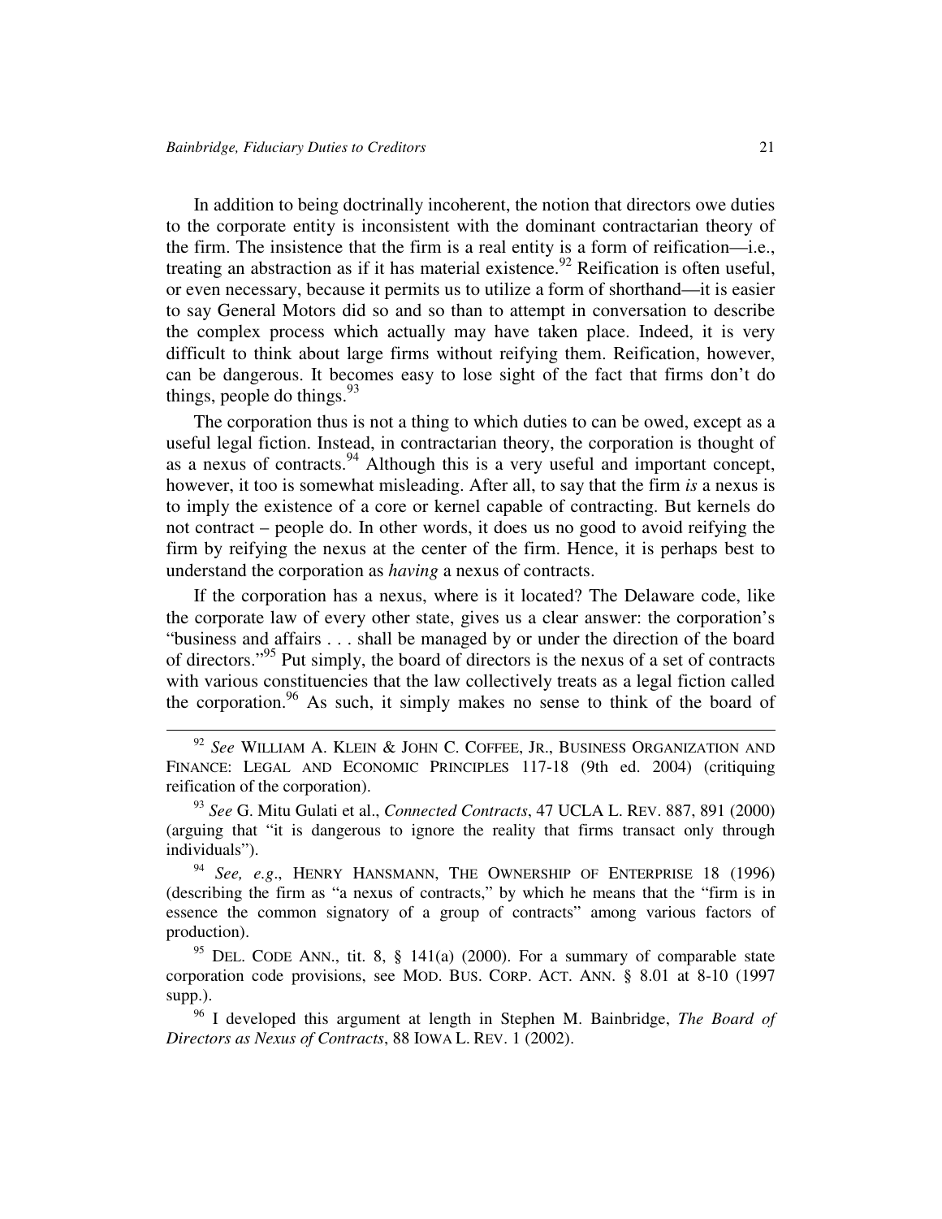In addition to being doctrinally incoherent, the notion that directors owe duties to the corporate entity is inconsistent with the dominant contractarian theory of the firm. The insistence that the firm is a real entity is a form of reification—i.e., treating an abstraction as if it has material existence.[92] Reification is often useful, or even necessary, because it permits us to utilize a form of shorthand—it is easier to say General Motors did so and so than to attempt in conversation to describe the complex process which actually may have taken place. Indeed, it is very difficult to think about large firms without reifying them. Reification, however, can be dangerous. It becomes easy to lose sight of the fact that firms don't do things, people do things.[93]

The corporation thus is not a thing to which duties to can be owed, except as a useful legal fiction. Instead, in contractarian theory, the corporation is thought of as a nexus of contracts.[94] Although this is a very useful and important concept, however, it too is somewhat misleading. After all, to say that the firm *is* a nexus is to imply the existence of a core or kernel capable of contracting. But kernels do not contract – people do. In other words, it does us no good to avoid reifying the firm by reifying the nexus at the center of the firm. Hence, it is perhaps best to understand the corporation as *having* a nexus of contracts.

If the corporation has a nexus, where is it located? The Delaware code, like the corporate law of every other state, gives us a clear answer: the corporation's "business and affairs . . . shall be managed by or under the direction of the board of directors."[95] Put simply, the board of directors is the nexus of a set of contracts with various constituencies that the law collectively treats as a legal fiction called the corporation.[96] As such, it simply makes no sense to think of the board of

---

[92] *See* WILLIAM A. KLEIN & JOHN C. COFFEE, JR., BUSINESS ORGANIZATION AND FINANCE: LEGAL AND ECONOMIC PRINCIPLES 117-18 (9th ed. 2004) (critiquing reification of the corporation).

[93] *See* G. Mitu Gulati et al., *Connected Contracts*, 47 UCLA L. REV. 887, 891 (2000) (arguing that "it is dangerous to ignore the reality that firms transact only through individuals").

[94] *See, e.g*., HENRY HANSMANN, THE OWNERSHIP OF ENTERPRISE 18 (1996) (describing the firm as "a nexus of contracts," by which he means that the "firm is in essence the common signatory of a group of contracts" among various factors of production).

[95] DEL. CODE ANN., tit. 8, § 141(a) (2000). For a summary of comparable state corporation code provisions, see MOD. BUS. CORP. ACT. ANN. § 8.01 at 8-10 (1997 supp.).

[96] I developed this argument at length in Stephen M. Bainbridge, *The Board of Directors as Nexus of Contracts*, 88 IOWA L. REV. 1 (2002).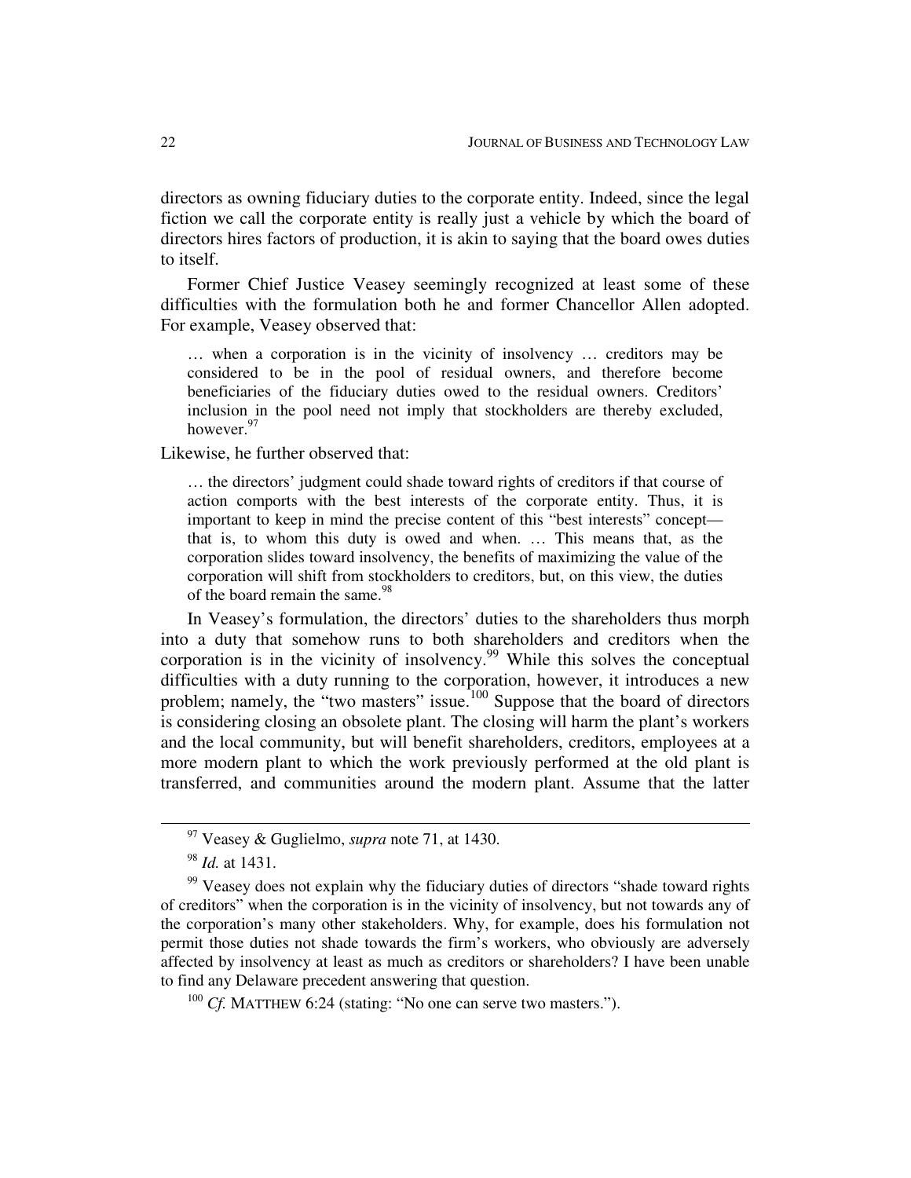directors as owning fiduciary duties to the corporate entity. Indeed, since the legal fiction we call the corporate entity is really just a vehicle by which the board of directors hires factors of production, it is akin to saying that the board owes duties to itself.

Former Chief Justice Veasey seemingly recognized at least some of these difficulties with the formulation both he and former Chancellor Allen adopted. For example, Veasey observed that:

> … when a corporation is in the vicinity of insolvency … creditors may be considered to be in the pool of residual owners, and therefore become beneficiaries of the fiduciary duties owed to the residual owners. Creditors' inclusion in the pool need not imply that stockholders are thereby excluded, however.[97]

Likewise, he further observed that:

> … the directors' judgment could shade toward rights of creditors if that course of action comports with the best interests of the corporate entity. Thus, it is important to keep in mind the precise content of this "best interests" concept—that is, to whom this duty is owed and when. … This means that, as the corporation slides toward insolvency, the benefits of maximizing the value of the corporation will shift from stockholders to creditors, but, on this view, the duties of the board remain the same.[98]

In Veasey's formulation, the directors' duties to the shareholders thus morph into a duty that somehow runs to both shareholders and creditors when the corporation is in the vicinity of insolvency.[99] While this solves the conceptual difficulties with a duty running to the corporation, however, it introduces a new problem; namely, the "two masters" issue.[100] Suppose that the board of directors is considering closing an obsolete plant. The closing will harm the plant's workers and the local community, but will benefit shareholders, creditors, employees at a more modern plant to which the work previously performed at the old plant is transferred, and communities around the modern plant. Assume that the latter

---

[97] Veasey & Guglielmo, *supra* note 71, at 1430.

[98] *Id.* at 1431.

[99] Veasey does not explain why the fiduciary duties of directors "shade toward rights of creditors" when the corporation is in the vicinity of insolvency, but not towards any of the corporation's many other stakeholders. Why, for example, does his formulation not permit those duties not shade towards the firm's workers, who obviously are adversely affected by insolvency at least as much as creditors or shareholders? I have been unable to find any Delaware precedent answering that question.

[100] *Cf.* MATTHEW 6:24 (stating: "No one can serve two masters.").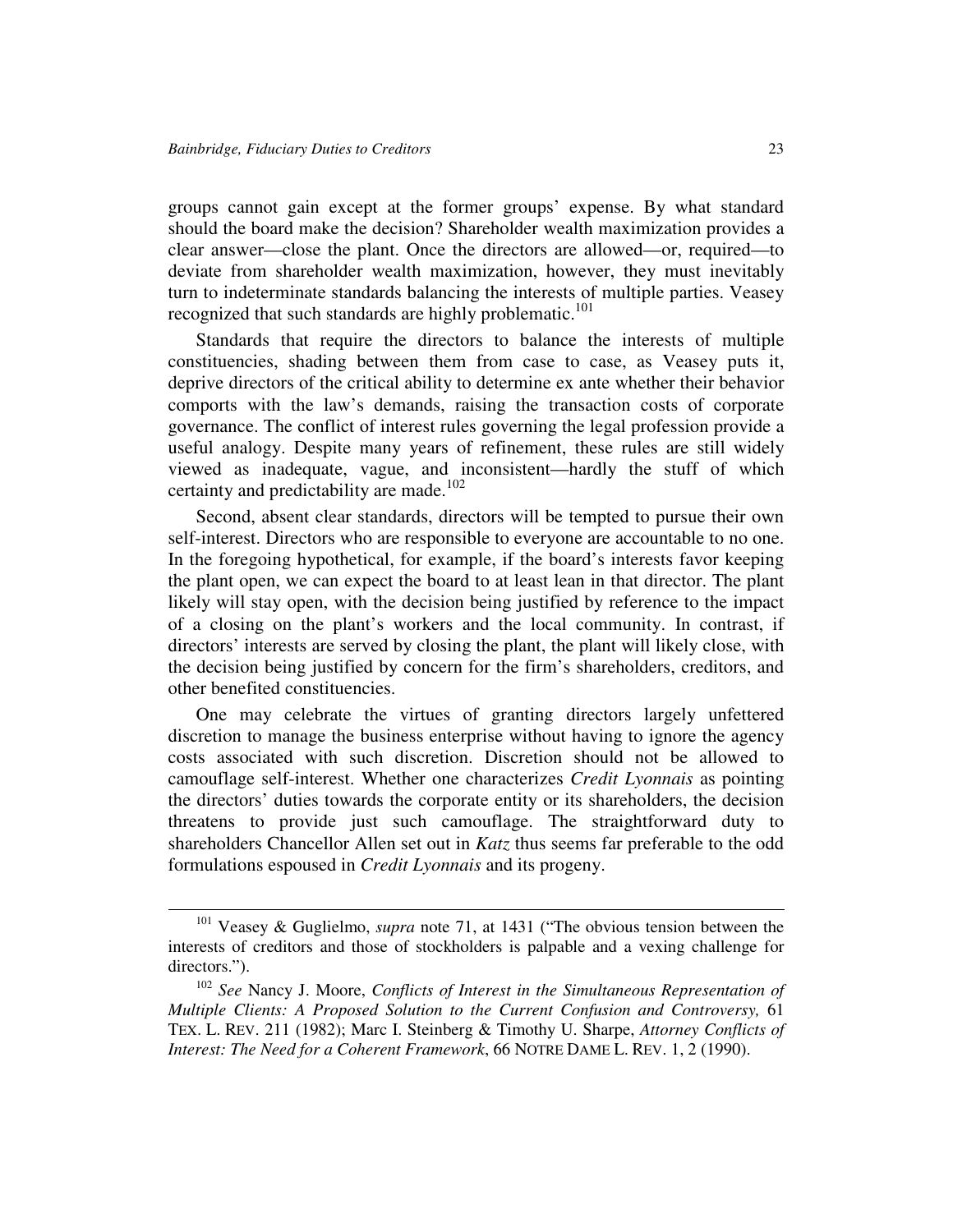groups cannot gain except at the former groups' expense. By what standard should the board make the decision? Shareholder wealth maximization provides a clear answer—close the plant. Once the directors are allowed—or, required—to deviate from shareholder wealth maximization, however, they must inevitably turn to indeterminate standards balancing the interests of multiple parties. Veasey recognized that such standards are highly problematic.[101]

Standards that require the directors to balance the interests of multiple constituencies, shading between them from case to case, as Veasey puts it, deprive directors of the critical ability to determine ex ante whether their behavior comports with the law's demands, raising the transaction costs of corporate governance. The conflict of interest rules governing the legal profession provide a useful analogy. Despite many years of refinement, these rules are still widely viewed as inadequate, vague, and inconsistent—hardly the stuff of which certainty and predictability are made.[102]

Second, absent clear standards, directors will be tempted to pursue their own self-interest. Directors who are responsible to everyone are accountable to no one. In the foregoing hypothetical, for example, if the board's interests favor keeping the plant open, we can expect the board to at least lean in that director. The plant likely will stay open, with the decision being justified by reference to the impact of a closing on the plant's workers and the local community. In contrast, if directors' interests are served by closing the plant, the plant will likely close, with the decision being justified by concern for the firm's shareholders, creditors, and other benefited constituencies.

One may celebrate the virtues of granting directors largely unfettered discretion to manage the business enterprise without having to ignore the agency costs associated with such discretion. Discretion should not be allowed to camouflage self-interest. Whether one characterizes *Credit Lyonnais* as pointing the directors' duties towards the corporate entity or its shareholders, the decision threatens to provide just such camouflage. The straightforward duty to shareholders Chancellor Allen set out in *Katz* thus seems far preferable to the odd formulations espoused in *Credit Lyonnais* and its progeny.

---

[101] Veasey & Guglielmo, *supra* note 71, at 1431 ("The obvious tension between the interests of creditors and those of stockholders is palpable and a vexing challenge for directors.").

[102] *See* Nancy J. Moore, *Conflicts of Interest in the Simultaneous Representation of Multiple Clients: A Proposed Solution to the Current Confusion and Controversy,* 61 TEX. L. REV. 211 (1982); Marc I. Steinberg & Timothy U. Sharpe, *Attorney Conflicts of Interest: The Need for a Coherent Framework*, 66 NOTRE DAME L. REV. 1, 2 (1990).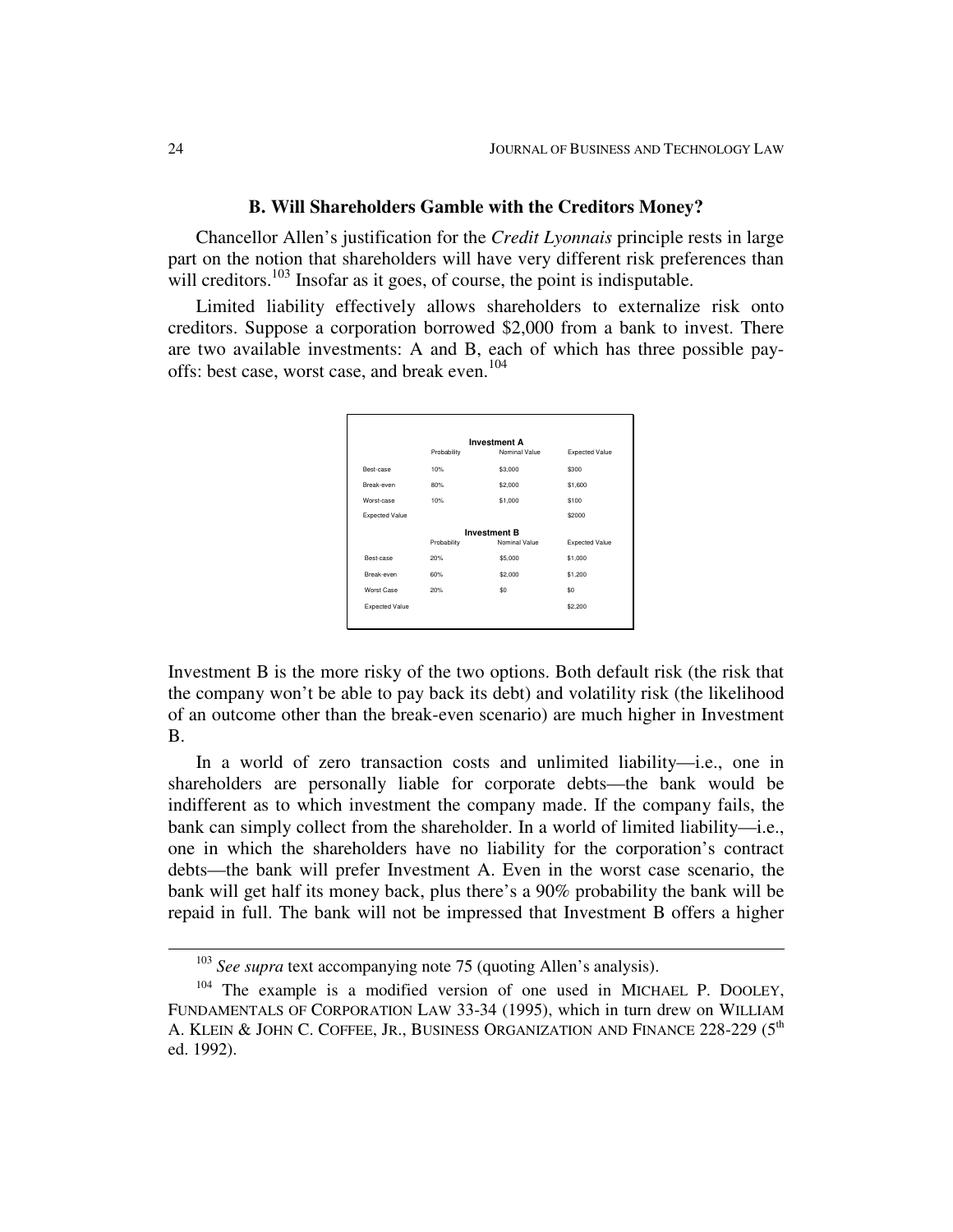### B. Will Shareholders Gamble with the Creditors Money?

Chancellor Allen's justification for the *Credit Lyonnais* principle rests in large part on the notion that shareholders will have very different risk preferences than will creditors.[103] Insofar as it goes, of course, the point is indisputable.

Limited liability effectively allows shareholders to externalize risk onto creditors. Suppose a corporation borrowed $2,000 from a bank to invest. There are two available investments: A and B, each of which has three possible pay-offs: best case, worst case, and break even.[104]

| | Investment A | | |
|---|---|---|---|
| | Probability | Nominal Value | Expected Value |
| Best-case | 10% | $3,000 | $300 |
| Break-even | 80% | $2,000 | $1,600 |
| Worst-case | 10% | $1,000 | $100 |
| Expected Value | | | $2000 |
| | **Investment B** | | |
| | Probability | Nominal Value | Expected Value |
| Best-case | 20% | $5,000 | $1,000 |
| Break-even | 60% | $2,000 | $1,200 |
| Worst Case | 20% | $0 | $0 |
| Expected Value | | | $2,200 |

Investment B is the more risky of the two options. Both default risk (the risk that the company won't be able to pay back its debt) and volatility risk (the likelihood of an outcome other than the break-even scenario) are much higher in Investment B.

In a world of zero transaction costs and unlimited liability—i.e., one in shareholders are personally liable for corporate debts—the bank would be indifferent as to which investment the company made. If the company fails, the bank can simply collect from the shareholder. In a world of limited liability—i.e., one in which the shareholders have no liability for the corporation's contract debts—the bank will prefer Investment A. Even in the worst case scenario, the bank will get half its money back, plus there's a 90% probability the bank will be repaid in full. The bank will not be impressed that Investment B offers a higher

---

[103] *See supra* text accompanying note 75 (quoting Allen's analysis).

[104] The example is a modified version of one used in MICHAEL P. DOOLEY, FUNDAMENTALS OF CORPORATION LAW 33-34 (1995), which in turn drew on WILLIAM A. KLEIN & JOHN C. COFFEE, JR., BUSINESS ORGANIZATION AND FINANCE 228-229 (5th ed. 1992).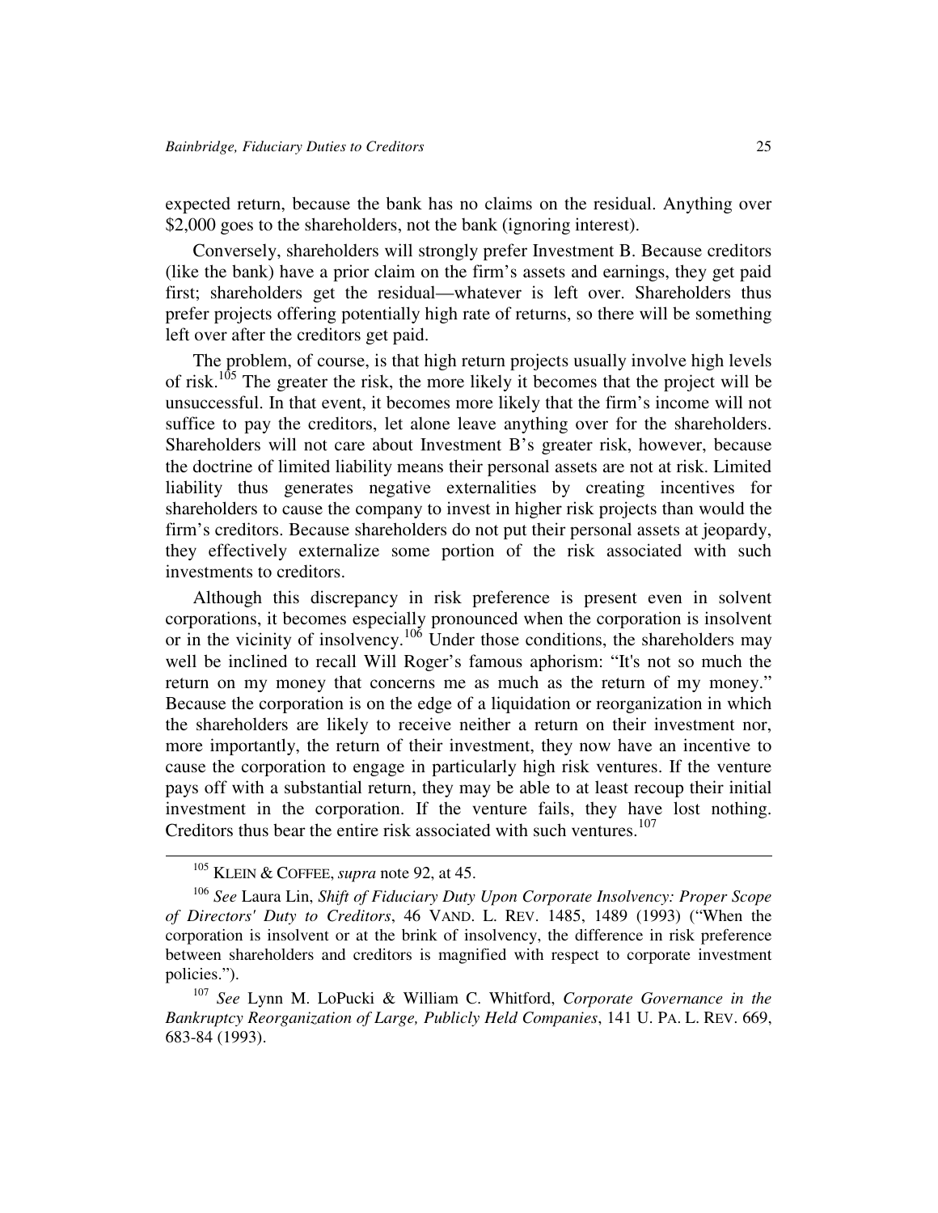expected return, because the bank has no claims on the residual. Anything over $2,000 goes to the shareholders, not the bank (ignoring interest).

Conversely, shareholders will strongly prefer Investment B. Because creditors (like the bank) have a prior claim on the firm's assets and earnings, they get paid first; shareholders get the residual—whatever is left over. Shareholders thus prefer projects offering potentially high rate of returns, so there will be something left over after the creditors get paid.

The problem, of course, is that high return projects usually involve high levels of risk.[105] The greater the risk, the more likely it becomes that the project will be unsuccessful. In that event, it becomes more likely that the firm's income will not suffice to pay the creditors, let alone leave anything over for the shareholders. Shareholders will not care about Investment B's greater risk, however, because the doctrine of limited liability means their personal assets are not at risk. Limited liability thus generates negative externalities by creating incentives for shareholders to cause the company to invest in higher risk projects than would the firm's creditors. Because shareholders do not put their personal assets at jeopardy, they effectively externalize some portion of the risk associated with such investments to creditors.

Although this discrepancy in risk preference is present even in solvent corporations, it becomes especially pronounced when the corporation is insolvent or in the vicinity of insolvency.[106] Under those conditions, the shareholders may well be inclined to recall Will Roger's famous aphorism: "It's not so much the return on my money that concerns me as much as the return of my money." Because the corporation is on the edge of a liquidation or reorganization in which the shareholders are likely to receive neither a return on their investment nor, more importantly, the return of their investment, they now have an incentive to cause the corporation to engage in particularly high risk ventures. If the venture pays off with a substantial return, they may be able to at least recoup their initial investment in the corporation. If the venture fails, they have lost nothing. Creditors thus bear the entire risk associated with such ventures.[107]

---

[105] KLEIN & COFFEE, *supra* note 92, at 45.

[106] *See* Laura Lin, *Shift of Fiduciary Duty Upon Corporate Insolvency: Proper Scope of Directors' Duty to Creditors*, 46 VAND. L. REV. 1485, 1489 (1993) ("When the corporation is insolvent or at the brink of insolvency, the difference in risk preference between shareholders and creditors is magnified with respect to corporate investment policies.").

[107] *See* Lynn M. LoPucki & William C. Whitford, *Corporate Governance in the Bankruptcy Reorganization of Large, Publicly Held Companies*, 141 U. PA. L. REV. 669, 683-84 (1993).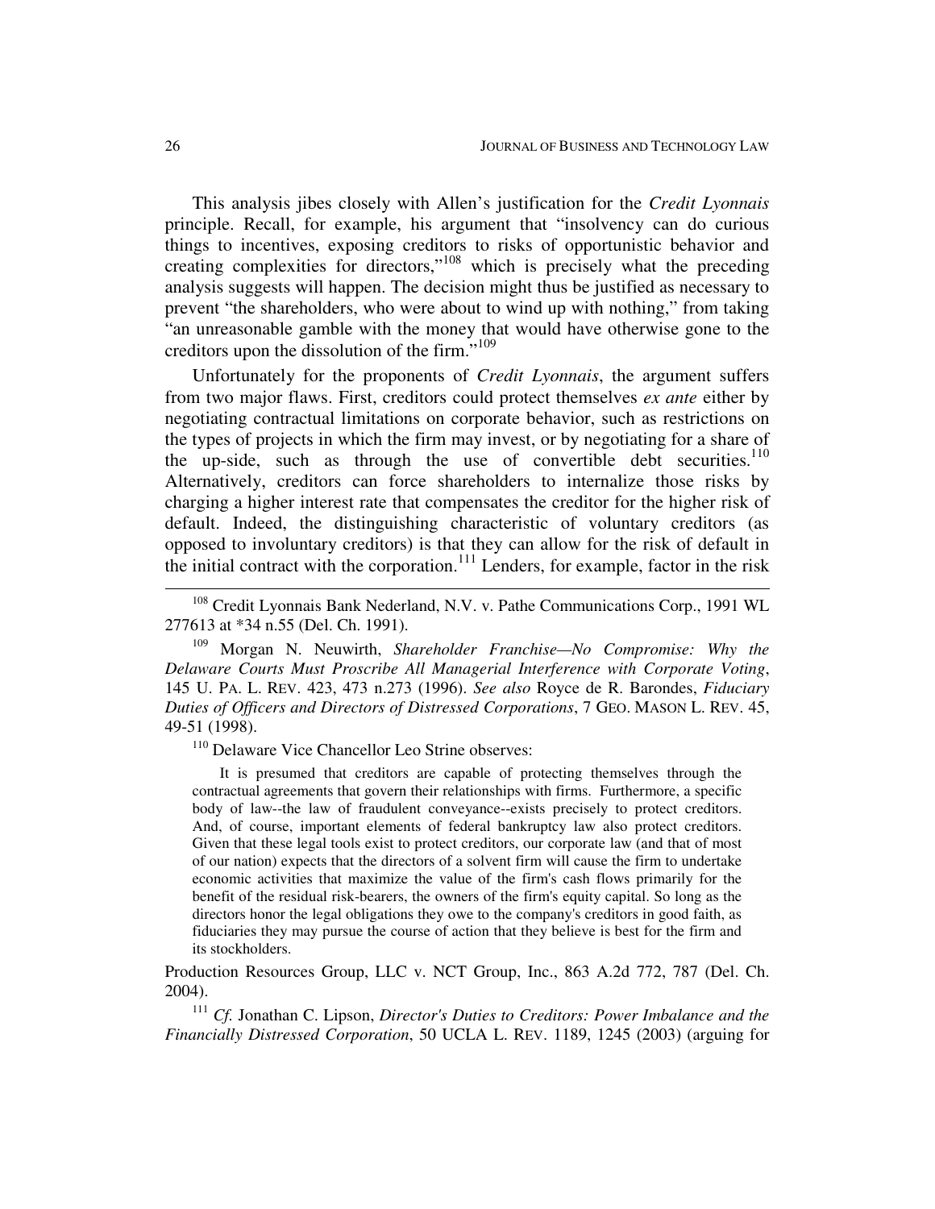This analysis jibes closely with Allen's justification for the *Credit Lyonnais* principle. Recall, for example, his argument that "insolvency can do curious things to incentives, exposing creditors to risks of opportunistic behavior and creating complexities for directors,"[108] which is precisely what the preceding analysis suggests will happen. The decision might thus be justified as necessary to prevent "the shareholders, who were about to wind up with nothing," from taking "an unreasonable gamble with the money that would have otherwise gone to the creditors upon the dissolution of the firm."[109]

Unfortunately for the proponents of *Credit Lyonnais*, the argument suffers from two major flaws. First, creditors could protect themselves *ex ante* either by negotiating contractual limitations on corporate behavior, such as restrictions on the types of projects in which the firm may invest, or by negotiating for a share of the up-side, such as through the use of convertible debt securities.[110] Alternatively, creditors can force shareholders to internalize those risks by charging a higher interest rate that compensates the creditor for the higher risk of default. Indeed, the distinguishing characteristic of voluntary creditors (as opposed to involuntary creditors) is that they can allow for the risk of default in the initial contract with the corporation.[111] Lenders, for example, factor in the risk

---

[108] Credit Lyonnais Bank Nederland, N.V. v. Pathe Communications Corp., 1991 WL 277613 at *34 n.55 (Del. Ch. 1991).

[109] Morgan N. Neuwirth, *Shareholder Franchise—No Compromise: Why the Delaware Courts Must Proscribe All Managerial Interference with Corporate Voting*, 145 U. PA. L. REV. 423, 473 n.273 (1996). *See also* Royce de R. Barondes, *Fiduciary Duties of Officers and Directors of Distressed Corporations*, 7 GEO. MASON L. REV. 45, 49-51 (1998).

[110] Delaware Vice Chancellor Leo Strine observes:

> It is presumed that creditors are capable of protecting themselves through the contractual agreements that govern their relationships with firms. Furthermore, a specific body of law--the law of fraudulent conveyance--exists precisely to protect creditors. And, of course, important elements of federal bankruptcy law also protect creditors. Given that these legal tools exist to protect creditors, our corporate law (and that of most of our nation) expects that the directors of a solvent firm will cause the firm to undertake economic activities that maximize the value of the firm's cash flows primarily for the benefit of the residual risk-bearers, the owners of the firm's equity capital. So long as the directors honor the legal obligations they owe to the company's creditors in good faith, as fiduciaries they may pursue the course of action that they believe is best for the firm and its stockholders.

Production Resources Group, LLC v. NCT Group, Inc., 863 A.2d 772, 787 (Del. Ch. 2004).

[111] *Cf.* Jonathan C. Lipson, *Director's Duties to Creditors: Power Imbalance and the Financially Distressed Corporation*, 50 UCLA L. REV. 1189, 1245 (2003) (arguing for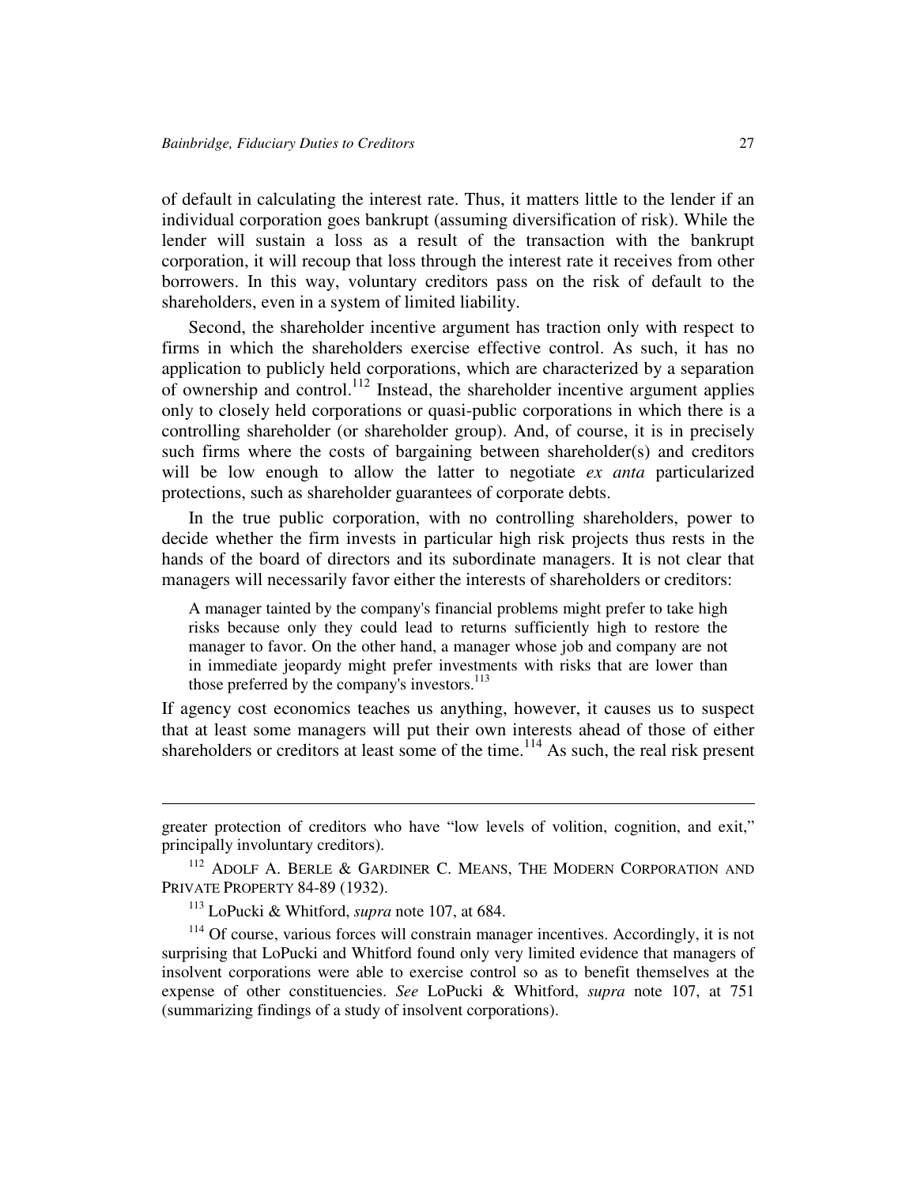of default in calculating the interest rate. Thus, it matters little to the lender if an individual corporation goes bankrupt (assuming diversification of risk). While the lender will sustain a loss as a result of the transaction with the bankrupt corporation, it will recoup that loss through the interest rate it receives from other borrowers. In this way, voluntary creditors pass on the risk of default to the shareholders, even in a system of limited liability.

Second, the shareholder incentive argument has traction only with respect to firms in which the shareholders exercise effective control. As such, it has no application to publicly held corporations, which are characterized by a separation of ownership and control.[112] Instead, the shareholder incentive argument applies only to closely held corporations or quasi-public corporations in which there is a controlling shareholder (or shareholder group). And, of course, it is in precisely such firms where the costs of bargaining between shareholder(s) and creditors will be low enough to allow the latter to negotiate *ex anta* particularized protections, such as shareholder guarantees of corporate debts.

In the true public corporation, with no controlling shareholders, power to decide whether the firm invests in particular high risk projects thus rests in the hands of the board of directors and its subordinate managers. It is not clear that managers will necessarily favor either the interests of shareholders or creditors:

> A manager tainted by the company's financial problems might prefer to take high risks because only they could lead to returns sufficiently high to restore the manager to favor. On the other hand, a manager whose job and company are not in immediate jeopardy might prefer investments with risks that are lower than those preferred by the company's investors.[113]

If agency cost economics teaches us anything, however, it causes us to suspect that at least some managers will put their own interests ahead of those of either shareholders or creditors at least some of the time.[114] As such, the real risk present

---

greater protection of creditors who have "low levels of volition, cognition, and exit," principally involuntary creditors).

[112] ADOLF A. BERLE & GARDINER C. MEANS, THE MODERN CORPORATION AND PRIVATE PROPERTY 84-89 (1932).

[113] LoPucki & Whitford, *supra* note 107, at 684.

[114] Of course, various forces will constrain manager incentives. Accordingly, it is not surprising that LoPucki and Whitford found only very limited evidence that managers of insolvent corporations were able to exercise control so as to benefit themselves at the expense of other constituencies. *See* LoPucki & Whitford, *supra* note 107, at 751 (summarizing findings of a study of insolvent corporations).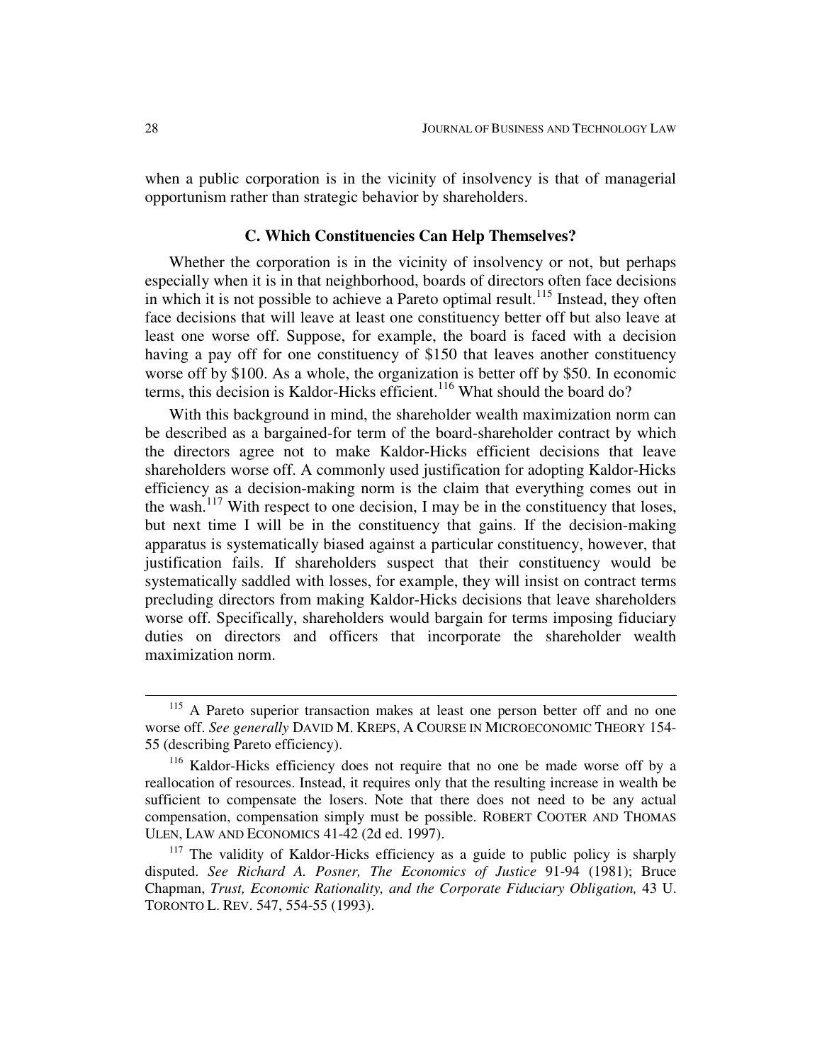when a public corporation is in the vicinity of insolvency is that of managerial opportunism rather than strategic behavior by shareholders.

### C. Which Constituencies Can Help Themselves?

Whether the corporation is in the vicinity of insolvency or not, but perhaps especially when it is in that neighborhood, boards of directors often face decisions in which it is not possible to achieve a Pareto optimal result.[115] Instead, they often face decisions that will leave at least one constituency better off but also leave at least one worse off. Suppose, for example, the board is faced with a decision having a pay off for one constituency of $150 that leaves another constituency worse off by $100. As a whole, the organization is better off by $50. In economic terms, this decision is Kaldor-Hicks efficient.[116] What should the board do?

With this background in mind, the shareholder wealth maximization norm can be described as a bargained-for term of the board-shareholder contract by which the directors agree not to make Kaldor-Hicks efficient decisions that leave shareholders worse off. A commonly used justification for adopting Kaldor-Hicks efficiency as a decision-making norm is the claim that everything comes out in the wash.[117] With respect to one decision, I may be in the constituency that loses, but next time I will be in the constituency that gains. If the decision-making apparatus is systematically biased against a particular constituency, however, that justification fails. If shareholders suspect that their constituency would be systematically saddled with losses, for example, they will insist on contract terms precluding directors from making Kaldor-Hicks decisions that leave shareholders worse off. Specifically, shareholders would bargain for terms imposing fiduciary duties on directors and officers that incorporate the shareholder wealth maximization norm.

---

[115] A Pareto superior transaction makes at least one person better off and no one worse off. *See generally* DAVID M. KREPS, A COURSE IN MICROECONOMIC THEORY 154-55 (describing Pareto efficiency).

[116] Kaldor-Hicks efficiency does not require that no one be made worse off by a reallocation of resources. Instead, it requires only that the resulting increase in wealth be sufficient to compensate the losers. Note that there does not need to be any actual compensation, compensation simply must be possible. ROBERT COOTER AND THOMAS ULEN, LAW AND ECONOMICS 41-42 (2d ed. 1997).

[117] The validity of Kaldor-Hicks efficiency as a guide to public policy is sharply disputed. *See Richard A. Posner, The Economics of Justice* 91-94 (1981); Bruce Chapman, *Trust, Economic Rationality, and the Corporate Fiduciary Obligation,* 43 U. TORONTO L. REV. 547, 554-55 (1993).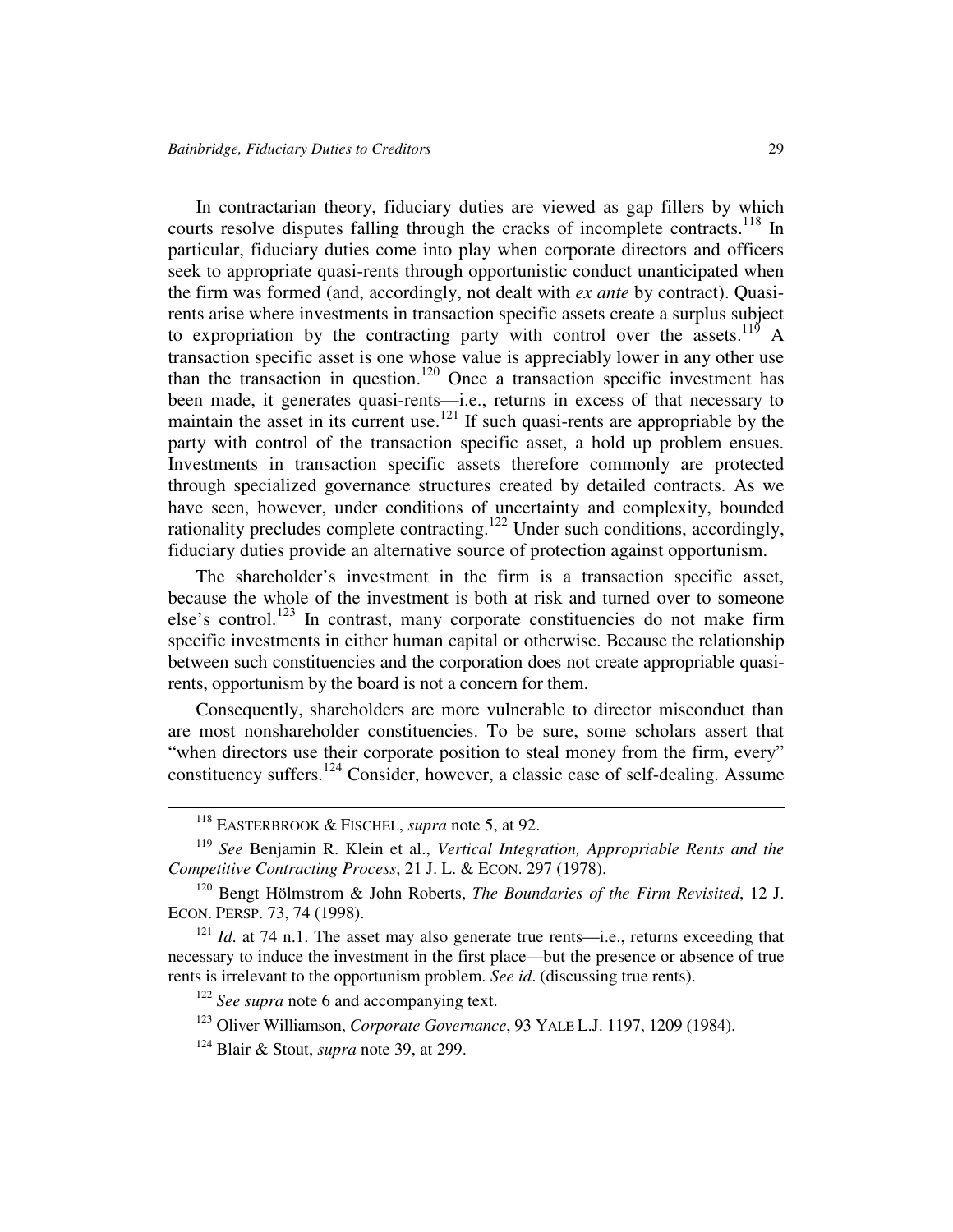In contractarian theory, fiduciary duties are viewed as gap fillers by which courts resolve disputes falling through the cracks of incomplete contracts.[118] In particular, fiduciary duties come into play when corporate directors and officers seek to appropriate quasi-rents through opportunistic conduct unanticipated when the firm was formed (and, accordingly, not dealt with *ex ante* by contract). Quasi-rents arise where investments in transaction specific assets create a surplus subject to expropriation by the contracting party with control over the assets.[119] A transaction specific asset is one whose value is appreciably lower in any other use than the transaction in question.[120] Once a transaction specific investment has been made, it generates quasi-rents—i.e., returns in excess of that necessary to maintain the asset in its current use.[121] If such quasi-rents are appropriable by the party with control of the transaction specific asset, a hold up problem ensues. Investments in transaction specific assets therefore commonly are protected through specialized governance structures created by detailed contracts. As we have seen, however, under conditions of uncertainty and complexity, bounded rationality precludes complete contracting.[122] Under such conditions, accordingly, fiduciary duties provide an alternative source of protection against opportunism.

The shareholder's investment in the firm is a transaction specific asset, because the whole of the investment is both at risk and turned over to someone else's control.[123] In contrast, many corporate constituencies do not make firm specific investments in either human capital or otherwise. Because the relationship between such constituencies and the corporation does not create appropriable quasi-rents, opportunism by the board is not a concern for them.

Consequently, shareholders are more vulnerable to director misconduct than are most nonshareholder constituencies. To be sure, some scholars assert that "when directors use their corporate position to steal money from the firm, every" constituency suffers.[124] Consider, however, a classic case of self-dealing. Assume

---

[118] EASTERBROOK & FISCHEL, *supra* note 5, at 92.

[119] *See* Benjamin R. Klein et al., *Vertical Integration, Appropriable Rents and the Competitive Contracting Process*, 21 J. L. & ECON. 297 (1978).

[120] Bengt Hölmstrom & John Roberts, *The Boundaries of the Firm Revisited*, 12 J. ECON. PERSP. 73, 74 (1998).

[121] *Id.* at 74 n.1. The asset may also generate true rents—i.e., returns exceeding that necessary to induce the investment in the first place—but the presence or absence of true rents is irrelevant to the opportunism problem. *See id*. (discussing true rents).

[122] *See supra* note 6 and accompanying text.

[123] Oliver Williamson, *Corporate Governance*, 93 YALE L.J. 1197, 1209 (1984).

[124] Blair & Stout, *supra* note 39, at 299.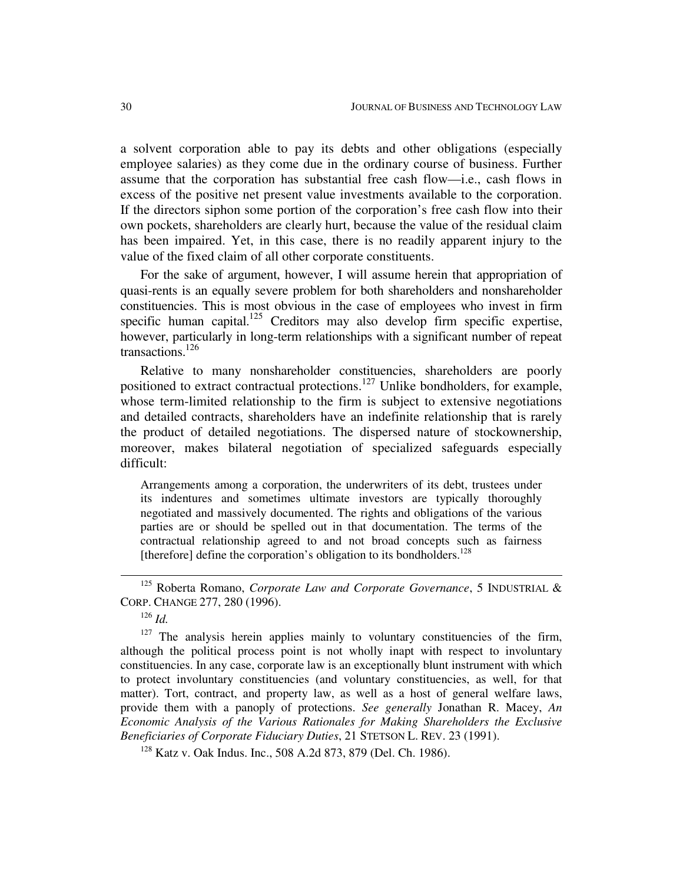a solvent corporation able to pay its debts and other obligations (especially employee salaries) as they come due in the ordinary course of business. Further assume that the corporation has substantial free cash flow—i.e., cash flows in excess of the positive net present value investments available to the corporation. If the directors siphon some portion of the corporation's free cash flow into their own pockets, shareholders are clearly hurt, because the value of the residual claim has been impaired. Yet, in this case, there is no readily apparent injury to the value of the fixed claim of all other corporate constituents.

For the sake of argument, however, I will assume herein that appropriation of quasi-rents is an equally severe problem for both shareholders and nonshareholder constituencies. This is most obvious in the case of employees who invest in firm specific human capital.[125] Creditors may also develop firm specific expertise, however, particularly in long-term relationships with a significant number of repeat transactions.[126]

Relative to many nonshareholder constituencies, shareholders are poorly positioned to extract contractual protections.[127] Unlike bondholders, for example, whose term-limited relationship to the firm is subject to extensive negotiations and detailed contracts, shareholders have an indefinite relationship that is rarely the product of detailed negotiations. The dispersed nature of stockownership, moreover, makes bilateral negotiation of specialized safeguards especially difficult:

> Arrangements among a corporation, the underwriters of its debt, trustees under its indentures and sometimes ultimate investors are typically thoroughly negotiated and massively documented. The rights and obligations of the various parties are or should be spelled out in that documentation. The terms of the contractual relationship agreed to and not broad concepts such as fairness [therefore] define the corporation's obligation to its bondholders.[128]

---

[125] Roberta Romano, *Corporate Law and Corporate Governance*, 5 INDUSTRIAL & CORP. CHANGE 277, 280 (1996).

[126] *Id.*

[127] The analysis herein applies mainly to voluntary constituencies of the firm, although the political process point is not wholly inapt with respect to involuntary constituencies. In any case, corporate law is an exceptionally blunt instrument with which to protect involuntary constituencies (and voluntary constituencies, as well, for that matter). Tort, contract, and property law, as well as a host of general welfare laws, provide them with a panoply of protections. *See generally* Jonathan R. Macey, *An Economic Analysis of the Various Rationales for Making Shareholders the Exclusive Beneficiaries of Corporate Fiduciary Duties*, 21 STETSON L. REV. 23 (1991).

[128] Katz v. Oak Indus. Inc., 508 A.2d 873, 879 (Del. Ch. 1986).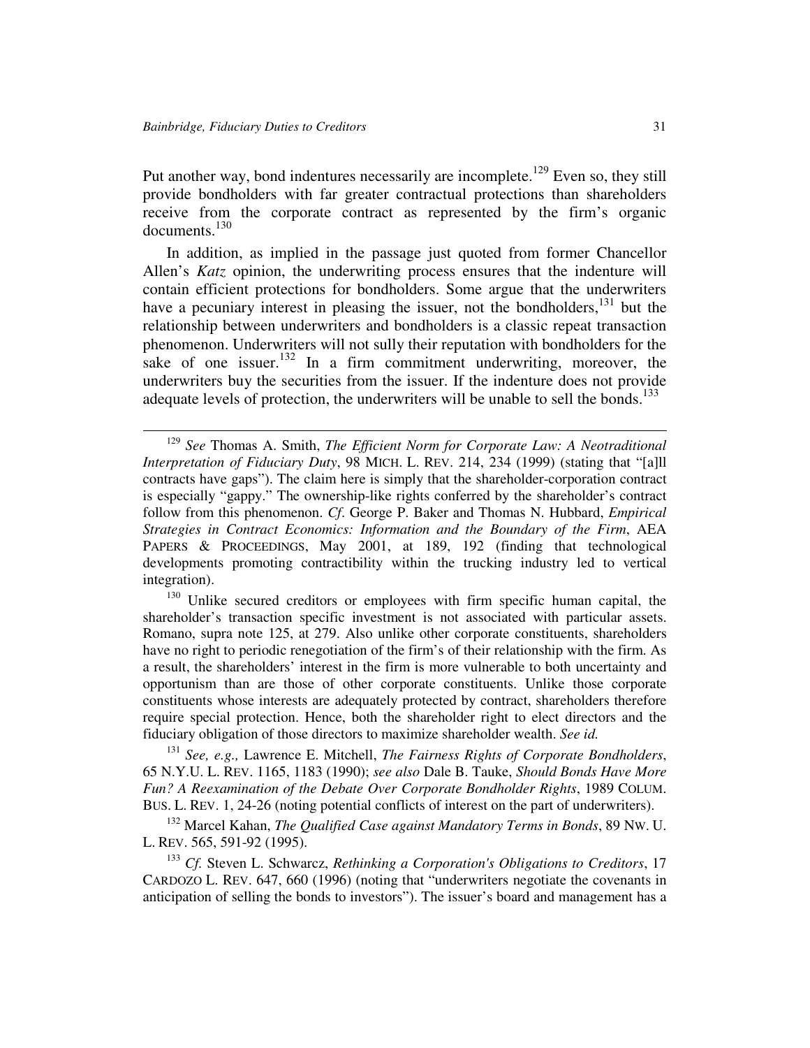Put another way, bond indentures necessarily are incomplete.[129] Even so, they still provide bondholders with far greater contractual protections than shareholders receive from the corporate contract as represented by the firm's organic documents.[130]

In addition, as implied in the passage just quoted from former Chancellor Allen's *Katz* opinion, the underwriting process ensures that the indenture will contain efficient protections for bondholders. Some argue that the underwriters have a pecuniary interest in pleasing the issuer, not the bondholders,[131] but the relationship between underwriters and bondholders is a classic repeat transaction phenomenon. Underwriters will not sully their reputation with bondholders for the sake of one issuer.[132] In a firm commitment underwriting, moreover, the underwriters buy the securities from the issuer. If the indenture does not provide adequate levels of protection, the underwriters will be unable to sell the bonds.[133]

---

[129] *See* Thomas A. Smith, *The Efficient Norm for Corporate Law: A Neotraditional Interpretation of Fiduciary Duty*, 98 MICH. L. REV. 214, 234 (1999) (stating that "[a]ll contracts have gaps"). The claim here is simply that the shareholder-corporation contract is especially "gappy." The ownership-like rights conferred by the shareholder's contract follow from this phenomenon. *Cf.* George P. Baker and Thomas N. Hubbard, *Empirical Strategies in Contract Economics: Information and the Boundary of the Firm*, AEA PAPERS & PROCEEDINGS, May 2001, at 189, 192 (finding that technological developments promoting contractibility within the trucking industry led to vertical integration).

[130] Unlike secured creditors or employees with firm specific human capital, the shareholder's transaction specific investment is not associated with particular assets. Romano, supra note 125, at 279. Also unlike other corporate constituents, shareholders have no right to periodic renegotiation of the firm's of their relationship with the firm. As a result, the shareholders' interest in the firm is more vulnerable to both uncertainty and opportunism than are those of other corporate constituents. Unlike those corporate constituents whose interests are adequately protected by contract, shareholders therefore require special protection. Hence, both the shareholder right to elect directors and the fiduciary obligation of those directors to maximize shareholder wealth. *See id.*

[131] *See, e.g.,* Lawrence E. Mitchell, *The Fairness Rights of Corporate Bondholders*, 65 N.Y.U. L. REV. 1165, 1183 (1990); *see also* Dale B. Tauke, *Should Bonds Have More Fun? A Reexamination of the Debate Over Corporate Bondholder Rights*, 1989 COLUM. BUS. L. REV. 1, 24-26 (noting potential conflicts of interest on the part of underwriters).

[132] Marcel Kahan, *The Qualified Case against Mandatory Terms in Bonds*, 89 NW. U. L. REV. 565, 591-92 (1995).

[133] *Cf.* Steven L. Schwarcz, *Rethinking a Corporation's Obligations to Creditors*, 17 CARDOZO L. REV. 647, 660 (1996) (noting that "underwriters negotiate the covenants in anticipation of selling the bonds to investors"). The issuer's board and management has a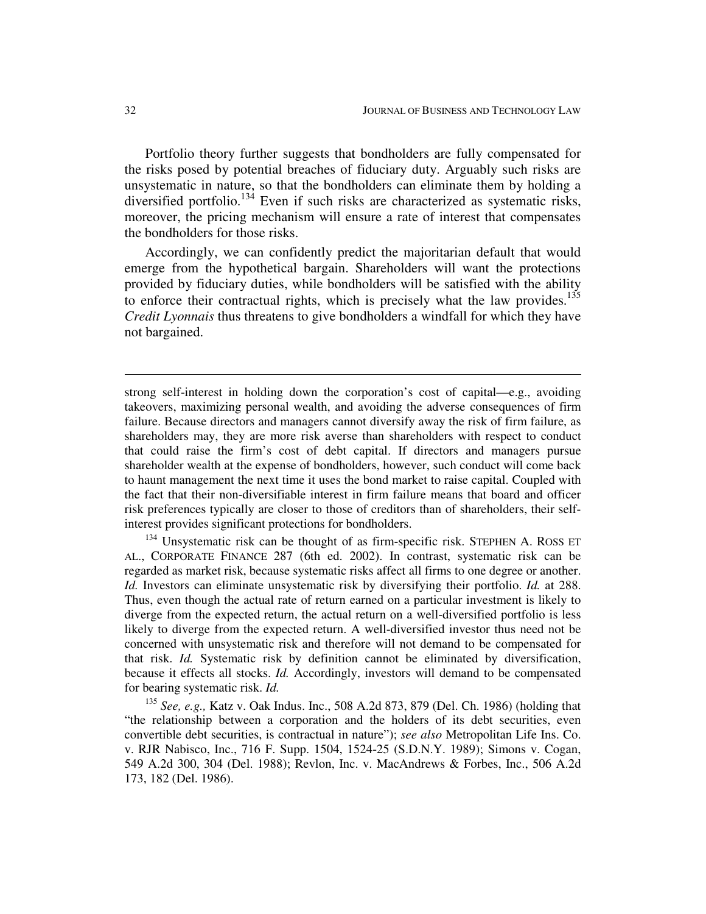Portfolio theory further suggests that bondholders are fully compensated for the risks posed by potential breaches of fiduciary duty. Arguably such risks are unsystematic in nature, so that the bondholders can eliminate them by holding a diversified portfolio.[134] Even if such risks are characterized as systematic risks, moreover, the pricing mechanism will ensure a rate of interest that compensates the bondholders for those risks.

Accordingly, we can confidently predict the majoritarian default that would emerge from the hypothetical bargain. Shareholders will want the protections provided by fiduciary duties, while bondholders will be satisfied with the ability to enforce their contractual rights, which is precisely what the law provides.[135] *Credit Lyonnais* thus threatens to give bondholders a windfall for which they have not bargained.

---

strong self-interest in holding down the corporation's cost of capital—e.g., avoiding takeovers, maximizing personal wealth, and avoiding the adverse consequences of firm failure. Because directors and managers cannot diversify away the risk of firm failure, as shareholders may, they are more risk averse than shareholders with respect to conduct that could raise the firm's cost of debt capital. If directors and managers pursue shareholder wealth at the expense of bondholders, however, such conduct will come back to haunt management the next time it uses the bond market to raise capital. Coupled with the fact that their non-diversifiable interest in firm failure means that board and officer risk preferences typically are closer to those of creditors than of shareholders, their self-interest provides significant protections for bondholders.

[134] Unsystematic risk can be thought of as firm-specific risk. STEPHEN A. ROSS ET AL., CORPORATE FINANCE 287 (6th ed. 2002). In contrast, systematic risk can be regarded as market risk, because systematic risks affect all firms to one degree or another. *Id.* Investors can eliminate unsystematic risk by diversifying their portfolio. *Id.* at 288. Thus, even though the actual rate of return earned on a particular investment is likely to diverge from the expected return, the actual return on a well-diversified portfolio is less likely to diverge from the expected return. A well-diversified investor thus need not be concerned with unsystematic risk and therefore will not demand to be compensated for that risk. *Id.* Systematic risk by definition cannot be eliminated by diversification, because it effects all stocks. *Id.* Accordingly, investors will demand to be compensated for bearing systematic risk. *Id.*

[135] *See, e.g.,* Katz v. Oak Indus. Inc., 508 A.2d 873, 879 (Del. Ch. 1986) (holding that "the relationship between a corporation and the holders of its debt securities, even convertible debt securities, is contractual in nature"); *see also* Metropolitan Life Ins. Co. v. RJR Nabisco, Inc., 716 F. Supp. 1504, 1524-25 (S.D.N.Y. 1989); Simons v. Cogan, 549 A.2d 300, 304 (Del. 1988); Revlon, Inc. v. MacAndrews & Forbes, Inc., 506 A.2d 173, 182 (Del. 1986).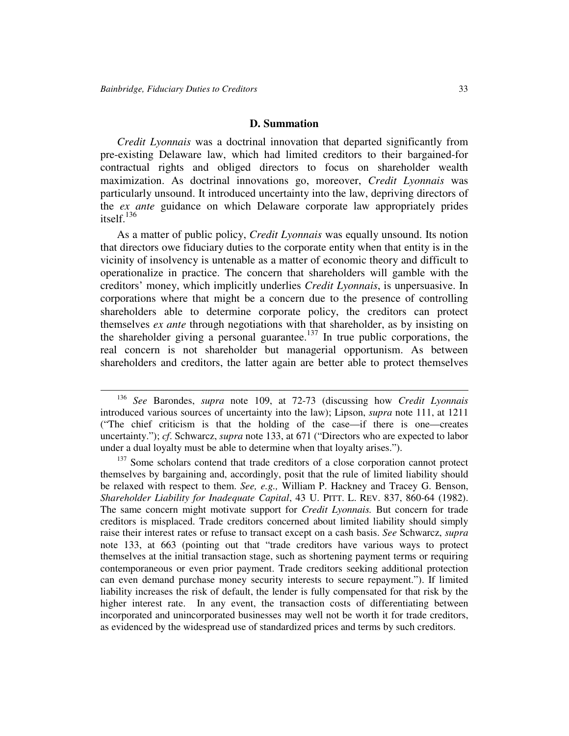### D. Summation

*Credit Lyonnais* was a doctrinal innovation that departed significantly from pre-existing Delaware law, which had limited creditors to their bargained-for contractual rights and obliged directors to focus on shareholder wealth maximization. As doctrinal innovations go, moreover, *Credit Lyonnais* was particularly unsound. It introduced uncertainty into the law, depriving directors of the *ex ante* guidance on which Delaware corporate law appropriately prides itself.[136]

As a matter of public policy, *Credit Lyonnais* was equally unsound. Its notion that directors owe fiduciary duties to the corporate entity when that entity is in the vicinity of insolvency is untenable as a matter of economic theory and difficult to operationalize in practice. The concern that shareholders will gamble with the creditors' money, which implicitly underlies *Credit Lyonnais*, is unpersuasive. In corporations where that might be a concern due to the presence of controlling shareholders able to determine corporate policy, the creditors can protect themselves *ex ante* through negotiations with that shareholder, as by insisting on the shareholder giving a personal guarantee.[137] In true public corporations, the real concern is not shareholder but managerial opportunism. As between shareholders and creditors, the latter again are better able to protect themselves

---

[136] *See* Barondes, *supra* note 109, at 72-73 (discussing how *Credit Lyonnais* introduced various sources of uncertainty into the law); Lipson, *supra* note 111, at 1211 ("The chief criticism is that the holding of the case—if there is one—creates uncertainty."); *cf*. Schwarcz, *supra* note 133, at 671 ("Directors who are expected to labor under a dual loyalty must be able to determine when that loyalty arises.").

[137] Some scholars contend that trade creditors of a close corporation cannot protect themselves by bargaining and, accordingly, posit that the rule of limited liability should be relaxed with respect to them. *See, e.g.,* William P. Hackney and Tracey G. Benson, *Shareholder Liability for Inadequate Capital*, 43 U. PITT. L. REV. 837, 860-64 (1982). The same concern might motivate support for *Credit Lyonnais.* But concern for trade creditors is misplaced. Trade creditors concerned about limited liability should simply raise their interest rates or refuse to transact except on a cash basis. *See* Schwarcz, *supra* note 133, at 663 (pointing out that "trade creditors have various ways to protect themselves at the initial transaction stage, such as shortening payment terms or requiring contemporaneous or even prior payment. Trade creditors seeking additional protection can even demand purchase money security interests to secure repayment."). If limited liability increases the risk of default, the lender is fully compensated for that risk by the higher interest rate. In any event, the transaction costs of differentiating between incorporated and unincorporated businesses may well not be worth it for trade creditors, as evidenced by the widespread use of standardized prices and terms by such creditors.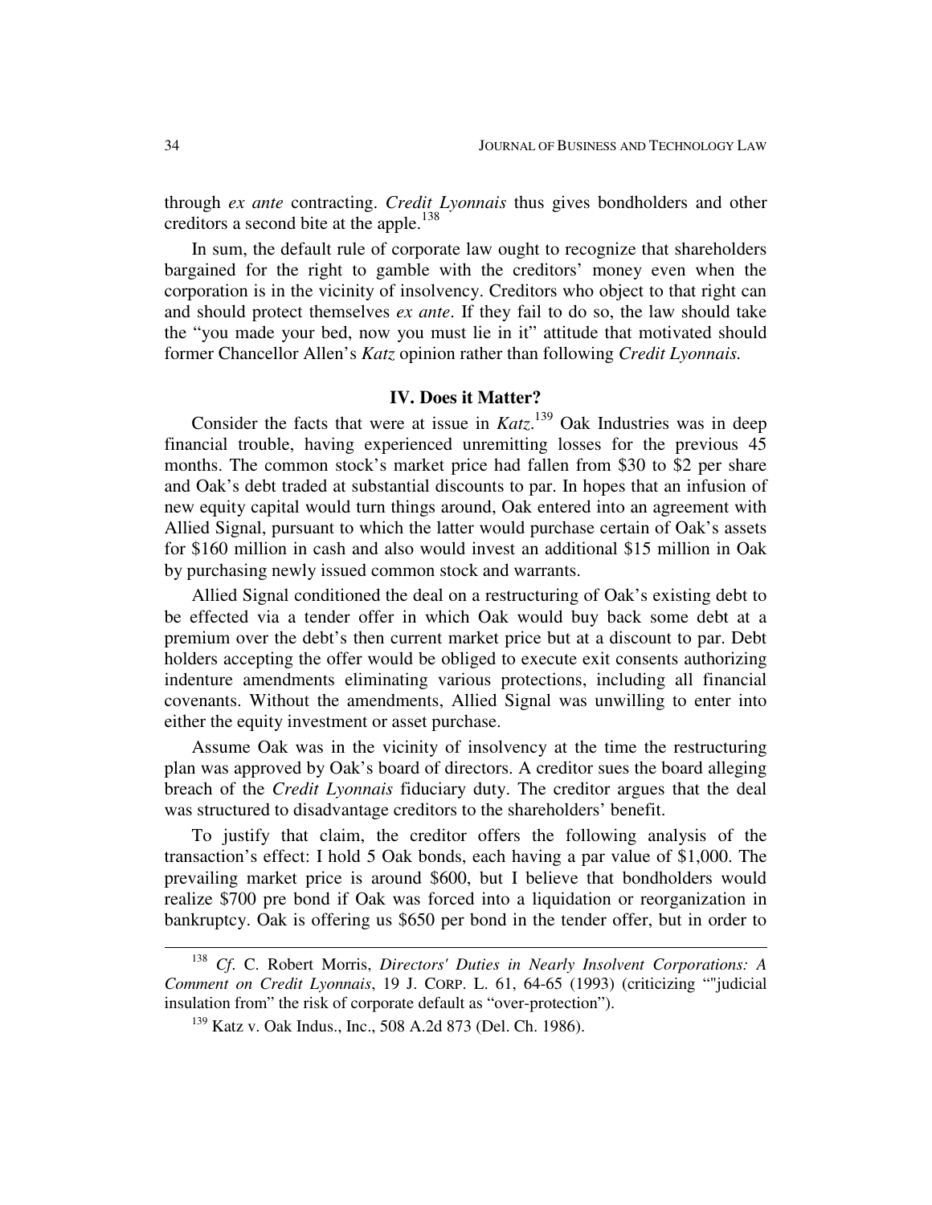through *ex ante* contracting. *Credit Lyonnais* thus gives bondholders and other creditors a second bite at the apple.[138]

In sum, the default rule of corporate law ought to recognize that shareholders bargained for the right to gamble with the creditors' money even when the corporation is in the vicinity of insolvency. Creditors who object to that right can and should protect themselves *ex ante*. If they fail to do so, the law should take the "you made your bed, now you must lie in it" attitude that motivated should former Chancellor Allen's *Katz* opinion rather than following *Credit Lyonnais.*

## IV. Does it Matter?

Consider the facts that were at issue in *Katz*.[139] Oak Industries was in deep financial trouble, having experienced unremitting losses for the previous 45 months. The common stock's market price had fallen from $30 to $2 per share and Oak's debt traded at substantial discounts to par. In hopes that an infusion of new equity capital would turn things around, Oak entered into an agreement with Allied Signal, pursuant to which the latter would purchase certain of Oak's assets for $160 million in cash and also would invest an additional $15 million in Oak by purchasing newly issued common stock and warrants.

Allied Signal conditioned the deal on a restructuring of Oak's existing debt to be effected via a tender offer in which Oak would buy back some debt at a premium over the debt's then current market price but at a discount to par. Debt holders accepting the offer would be obliged to execute exit consents authorizing indenture amendments eliminating various protections, including all financial covenants. Without the amendments, Allied Signal was unwilling to enter into either the equity investment or asset purchase.

Assume Oak was in the vicinity of insolvency at the time the restructuring plan was approved by Oak's board of directors. A creditor sues the board alleging breach of the *Credit Lyonnais* fiduciary duty. The creditor argues that the deal was structured to disadvantage creditors to the shareholders' benefit.

To justify that claim, the creditor offers the following analysis of the transaction's effect: I hold 5 Oak bonds, each having a par value of $1,000. The prevailing market price is around $600, but I believe that bondholders would realize $700 pre bond if Oak was forced into a liquidation or reorganization in bankruptcy. Oak is offering us $650 per bond in the tender offer, but in order to

---

[138] *Cf.* C. Robert Morris, *Directors' Duties in Nearly Insolvent Corporations: A Comment on Credit Lyonnais*, 19 J. CORP. L. 61, 64-65 (1993) (criticizing ""judicial insulation from" the risk of corporate default as "over-protection").

[139] Katz v. Oak Indus., Inc., 508 A.2d 873 (Del. Ch. 1986).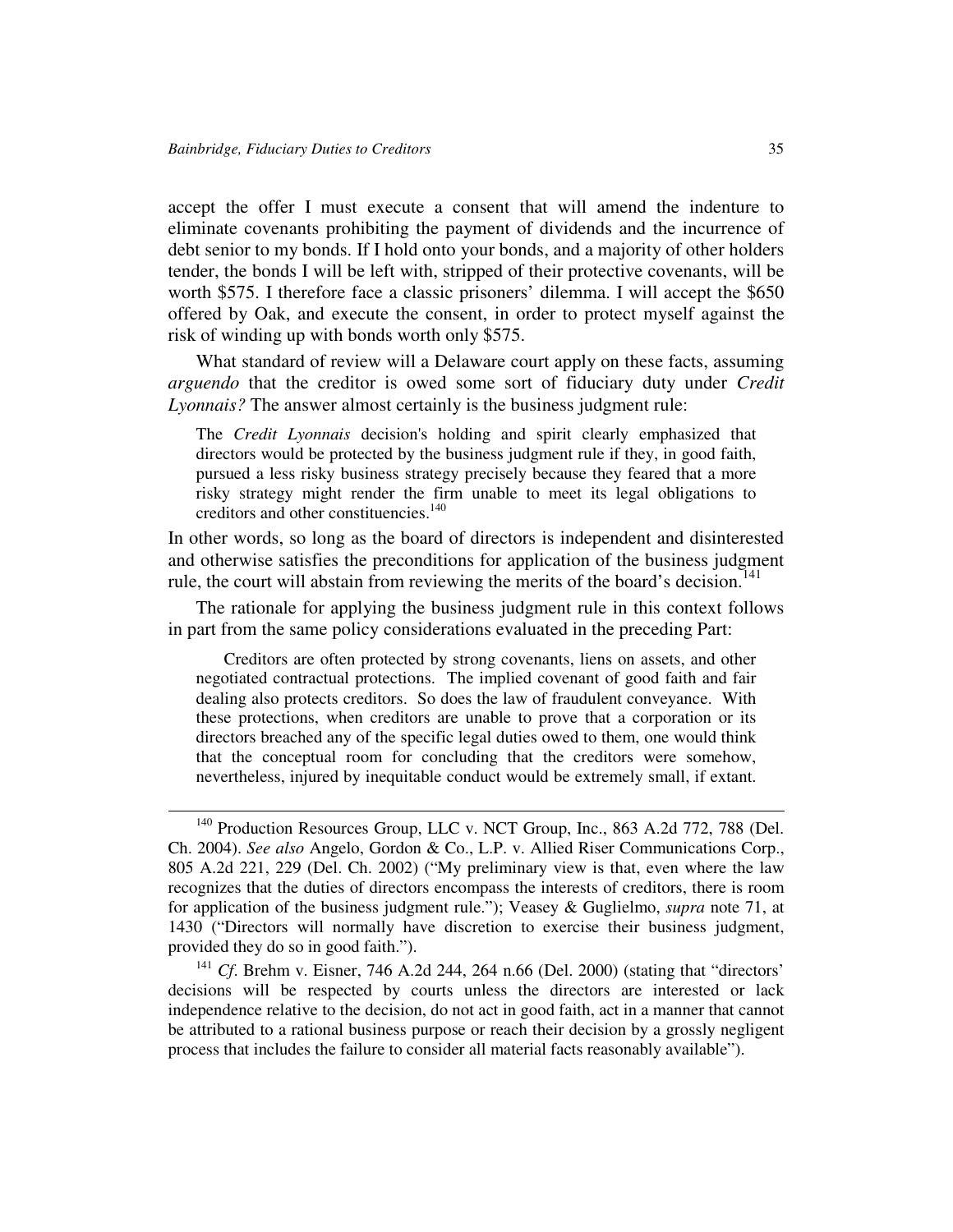accept the offer I must execute a consent that will amend the indenture to eliminate covenants prohibiting the payment of dividends and the incurrence of debt senior to my bonds. If I hold onto your bonds, and a majority of other holders tender, the bonds I will be left with, stripped of their protective covenants, will be worth $575. I therefore face a classic prisoners' dilemma. I will accept the $650 offered by Oak, and execute the consent, in order to protect myself against the risk of winding up with bonds worth only $575.

What standard of review will a Delaware court apply on these facts, assuming *arguendo* that the creditor is owed some sort of fiduciary duty under *Credit Lyonnais?* The answer almost certainly is the business judgment rule:

> The *Credit Lyonnais* decision's holding and spirit clearly emphasized that directors would be protected by the business judgment rule if they, in good faith, pursued a less risky business strategy precisely because they feared that a more risky strategy might render the firm unable to meet its legal obligations to creditors and other constituencies.[140]

In other words, so long as the board of directors is independent and disinterested and otherwise satisfies the preconditions for application of the business judgment rule, the court will abstain from reviewing the merits of the board's decision.[141]

The rationale for applying the business judgment rule in this context follows in part from the same policy considerations evaluated in the preceding Part:

> Creditors are often protected by strong covenants, liens on assets, and other negotiated contractual protections. The implied covenant of good faith and fair dealing also protects creditors. So does the law of fraudulent conveyance. With these protections, when creditors are unable to prove that a corporation or its directors breached any of the specific legal duties owed to them, one would think that the conceptual room for concluding that the creditors were somehow, nevertheless, injured by inequitable conduct would be extremely small, if extant.

---

[140] Production Resources Group, LLC v. NCT Group, Inc., 863 A.2d 772, 788 (Del. Ch. 2004). *See also* Angelo, Gordon & Co., L.P. v. Allied Riser Communications Corp., 805 A.2d 221, 229 (Del. Ch. 2002) ("My preliminary view is that, even where the law recognizes that the duties of directors encompass the interests of creditors, there is room for application of the business judgment rule."); Veasey & Guglielmo, *supra* note 71, at 1430 ("Directors will normally have discretion to exercise their business judgment, provided they do so in good faith.").

[141] *Cf*. Brehm v. Eisner, 746 A.2d 244, 264 n.66 (Del. 2000) (stating that "directors' decisions will be respected by courts unless the directors are interested or lack independence relative to the decision, do not act in good faith, act in a manner that cannot be attributed to a rational business purpose or reach their decision by a grossly negligent process that includes the failure to consider all material facts reasonably available").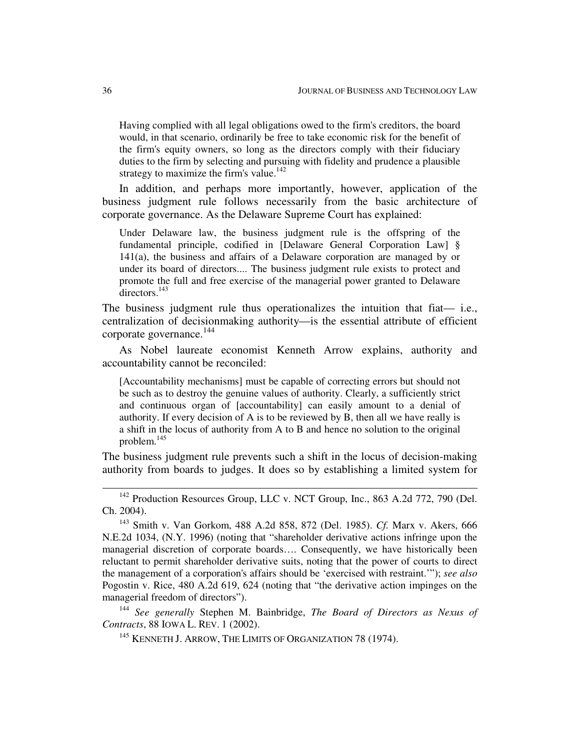> Having complied with all legal obligations owed to the firm's creditors, the board would, in that scenario, ordinarily be free to take economic risk for the benefit of the firm's equity owners, so long as the directors comply with their fiduciary duties to the firm by selecting and pursuing with fidelity and prudence a plausible strategy to maximize the firm's value.[142]

In addition, and perhaps more importantly, however, application of the business judgment rule follows necessarily from the basic architecture of corporate governance. As the Delaware Supreme Court has explained:

> Under Delaware law, the business judgment rule is the offspring of the fundamental principle, codified in [Delaware General Corporation Law] § 141(a), the business and affairs of a Delaware corporation are managed by or under its board of directors.... The business judgment rule exists to protect and promote the full and free exercise of the managerial power granted to Delaware directors.[143]

The business judgment rule thus operationalizes the intuition that fiat— i.e., centralization of decisionmaking authority—is the essential attribute of efficient corporate governance.[144]

As Nobel laureate economist Kenneth Arrow explains, authority and accountability cannot be reconciled:

> [Accountability mechanisms] must be capable of correcting errors but should not be such as to destroy the genuine values of authority. Clearly, a sufficiently strict and continuous organ of [accountability] can easily amount to a denial of authority. If every decision of A is to be reviewed by B, then all we have really is a shift in the locus of authority from A to B and hence no solution to the original problem.[145]

The business judgment rule prevents such a shift in the locus of decision-making authority from boards to judges. It does so by establishing a limited system for

---

[142] Production Resources Group, LLC v. NCT Group, Inc., 863 A.2d 772, 790 (Del. Ch. 2004).

[143] Smith v. Van Gorkom, 488 A.2d 858, 872 (Del. 1985). *Cf.* Marx v. Akers, 666 N.E.2d 1034, (N.Y. 1996) (noting that "shareholder derivative actions infringe upon the managerial discretion of corporate boards…. Consequently, we have historically been reluctant to permit shareholder derivative suits, noting that the power of courts to direct the management of a corporation's affairs should be 'exercised with restraint.'"); *see also* Pogostin v. Rice, 480 A.2d 619, 624 (noting that "the derivative action impinges on the managerial freedom of directors").

[144] *See generally* Stephen M. Bainbridge, *The Board of Directors as Nexus of Contracts*, 88 IOWA L. REV. 1 (2002).

[145] KENNETH J. ARROW, THE LIMITS OF ORGANIZATION 78 (1974).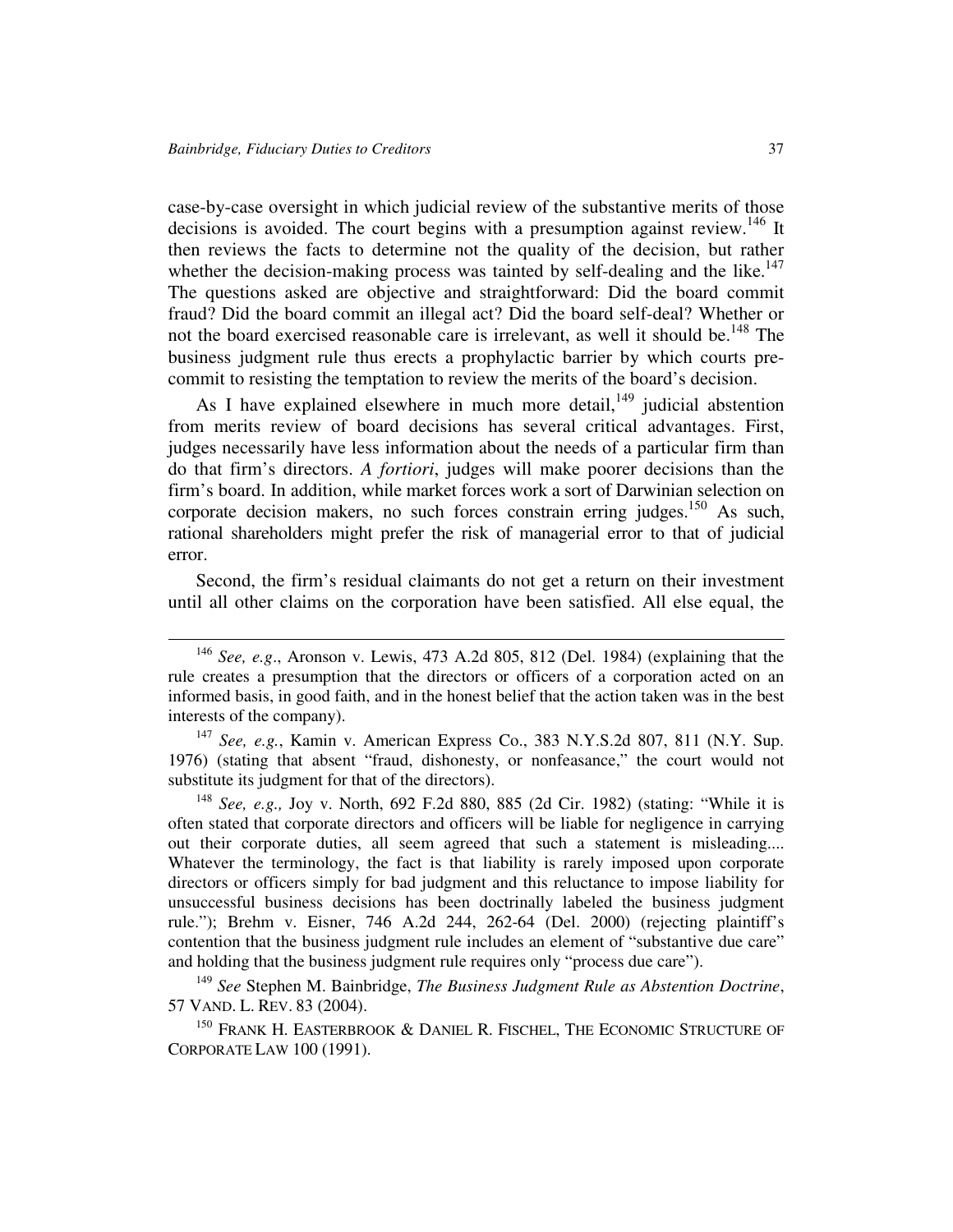case-by-case oversight in which judicial review of the substantive merits of those decisions is avoided. The court begins with a presumption against review.[146] It then reviews the facts to determine not the quality of the decision, but rather whether the decision-making process was tainted by self-dealing and the like.[147] The questions asked are objective and straightforward: Did the board commit fraud? Did the board commit an illegal act? Did the board self-deal? Whether or not the board exercised reasonable care is irrelevant, as well it should be.[148] The business judgment rule thus erects a prophylactic barrier by which courts pre-commit to resisting the temptation to review the merits of the board's decision.

As I have explained elsewhere in much more detail,[149] judicial abstention from merits review of board decisions has several critical advantages. First, judges necessarily have less information about the needs of a particular firm than do that firm's directors. *A fortiori*, judges will make poorer decisions than the firm's board. In addition, while market forces work a sort of Darwinian selection on corporate decision makers, no such forces constrain erring judges.[150] As such, rational shareholders might prefer the risk of managerial error to that of judicial error.

Second, the firm's residual claimants do not get a return on their investment until all other claims on the corporation have been satisfied. All else equal, the

---

[146] *See, e.g*., Aronson v. Lewis, 473 A.2d 805, 812 (Del. 1984) (explaining that the rule creates a presumption that the directors or officers of a corporation acted on an informed basis, in good faith, and in the honest belief that the action taken was in the best interests of the company).

[147] *See, e.g.*, Kamin v. American Express Co., 383 N.Y.S.2d 807, 811 (N.Y. Sup. 1976) (stating that absent "fraud, dishonesty, or nonfeasance," the court would not substitute its judgment for that of the directors).

[148] *See, e.g.,* Joy v. North, 692 F.2d 880, 885 (2d Cir. 1982) (stating: "While it is often stated that corporate directors and officers will be liable for negligence in carrying out their corporate duties, all seem agreed that such a statement is misleading.... Whatever the terminology, the fact is that liability is rarely imposed upon corporate directors or officers simply for bad judgment and this reluctance to impose liability for unsuccessful business decisions has been doctrinally labeled the business judgment rule."); Brehm v. Eisner, 746 A.2d 244, 262-64 (Del. 2000) (rejecting plaintiff's contention that the business judgment rule includes an element of "substantive due care" and holding that the business judgment rule requires only "process due care").

[149] *See* Stephen M. Bainbridge, *The Business Judgment Rule as Abstention Doctrine*, 57 VAND. L. REV. 83 (2004).

[150] FRANK H. EASTERBROOK & DANIEL R. FISCHEL, THE ECONOMIC STRUCTURE OF CORPORATE LAW 100 (1991).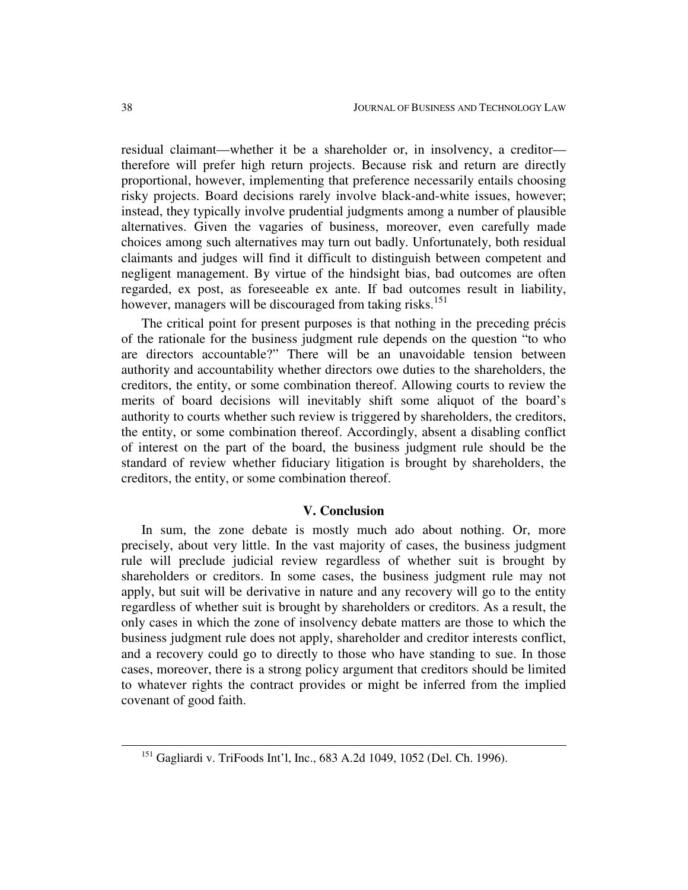residual claimant—whether it be a shareholder or, in insolvency, a creditor—therefore will prefer high return projects. Because risk and return are directly proportional, however, implementing that preference necessarily entails choosing risky projects. Board decisions rarely involve black-and-white issues, however; instead, they typically involve prudential judgments among a number of plausible alternatives. Given the vagaries of business, moreover, even carefully made choices among such alternatives may turn out badly. Unfortunately, both residual claimants and judges will find it difficult to distinguish between competent and negligent management. By virtue of the hindsight bias, bad outcomes are often regarded, ex post, as foreseeable ex ante. If bad outcomes result in liability, however, managers will be discouraged from taking risks.[151]

The critical point for present purposes is that nothing in the preceding précis of the rationale for the business judgment rule depends on the question "to who are directors accountable?" There will be an unavoidable tension between authority and accountability whether directors owe duties to the shareholders, the creditors, the entity, or some combination thereof. Allowing courts to review the merits of board decisions will inevitably shift some aliquot of the board's authority to courts whether such review is triggered by shareholders, the creditors, the entity, or some combination thereof. Accordingly, absent a disabling conflict of interest on the part of the board, the business judgment rule should be the standard of review whether fiduciary litigation is brought by shareholders, the creditors, the entity, or some combination thereof.

## V. Conclusion

In sum, the zone debate is mostly much ado about nothing. Or, more precisely, about very little. In the vast majority of cases, the business judgment rule will preclude judicial review regardless of whether suit is brought by shareholders or creditors. In some cases, the business judgment rule may not apply, but suit will be derivative in nature and any recovery will go to the entity regardless of whether suit is brought by shareholders or creditors. As a result, the only cases in which the zone of insolvency debate matters are those to which the business judgment rule does not apply, shareholder and creditor interests conflict, and a recovery could go to directly to those who have standing to sue. In those cases, moreover, there is a strong policy argument that creditors should be limited to whatever rights the contract provides or might be inferred from the implied covenant of good faith.

---

[151] Gagliardi v. TriFoods Int'l, Inc., 683 A.2d 1049, 1052 (Del. Ch. 1996).